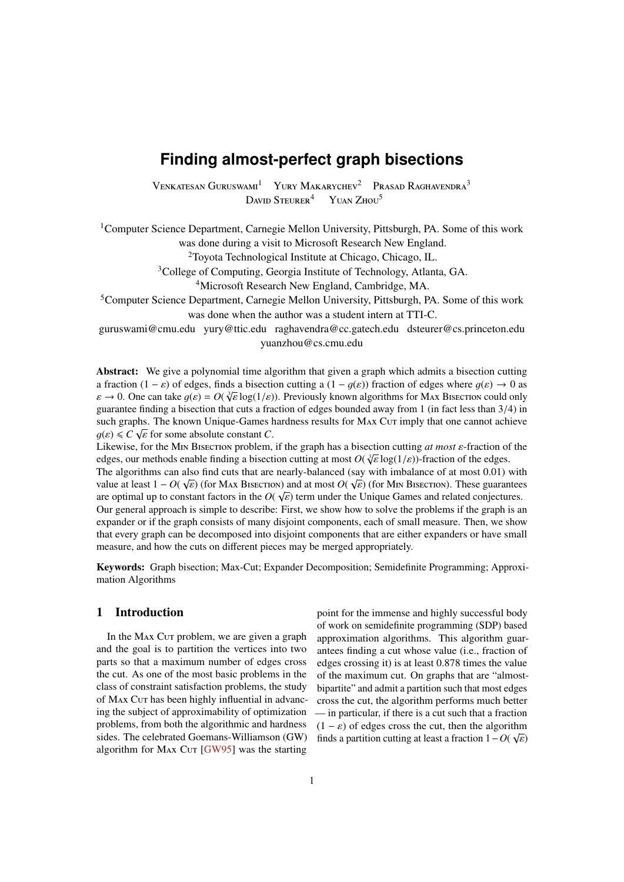# Finding almost-perfect graph bisections

Venkatesan Guruswami[1] Yury Makarychev[2] Prasad Raghavendra[3]
David Steurer[4] Yuan Zhou[5]

[1]Computer Science Department, Carnegie Mellon University, Pittsburgh, PA. Some of this work was done during a visit to Microsoft Research New England.
[2]Toyota Technological Institute at Chicago, Chicago, IL.
[3]College of Computing, Georgia Institute of Technology, Atlanta, GA.
[4]Microsoft Research New England, Cambridge, MA.
[5]Computer Science Department, Carnegie Mellon University, Pittsburgh, PA. Some of this work was done when the author was a student intern at TTI-C.

guruswami@cmu.edu yury@ttic.edu raghavendra@cc.gatech.edu dsteurer@cs.princeton.edu yuanzhou@cs.cmu.edu

**Abstract:** We give a polynomial time algorithm that given a graph which admits a bisection cutting a fraction $(1 - \varepsilon)$ of edges, finds a bisection cutting a $(1 - g(\varepsilon))$ fraction of edges where $g(\varepsilon) \to 0$ as $\varepsilon \to 0$. One can take $g(\varepsilon) = O(\sqrt[3]{\varepsilon}\log(1/\varepsilon))$. Previously known algorithms for Max Bisection could only guarantee finding a bisection that cuts a fraction of edges bounded away from 1 (in fact less than 3/4) in such graphs. The known Unique-Games hardness results for Max Cut imply that one cannot achieve $g(\varepsilon) \leqslant C\sqrt{\varepsilon}$ for some absolute constant $C$.
Likewise, for the Min Bisection problem, if the graph has a bisection cutting *at most* $\varepsilon$-fraction of the edges, our methods enable finding a bisection cutting at most $O(\sqrt[3]{\varepsilon}\log(1/\varepsilon))$-fraction of the edges.
The algorithms can also find cuts that are nearly-balanced (say with imbalance of at most 0.01) with value at least $1 - O(\sqrt{\varepsilon})$ (for Max Bisection) and at most $O(\sqrt{\varepsilon})$ (for Min Bisection). These guarantees are optimal up to constant factors in the $O(\sqrt{\varepsilon})$ term under the Unique Games and related conjectures.
Our general approach is simple to describe: First, we show how to solve the problems if the graph is an expander or if the graph consists of many disjoint components, each of small measure. Then, we show that every graph can be decomposed into disjoint components that are either expanders or have small measure, and how the cuts on different pieces may be merged appropriately.

**Keywords:** Graph bisection; Max-Cut; Expander Decomposition; Semidefinite Programming; Approximation Algorithms

## 1 Introduction

In the Max Cut problem, we are given a graph and the goal is to partition the vertices into two parts so that a maximum number of edges cross the cut. As one of the most basic problems in the class of constraint satisfaction problems, the study of Max Cut has been highly influential in advancing the subject of approximability of optimization problems, from both the algorithmic and hardness sides. The celebrated Goemans-Williamson (GW) algorithm for Max Cut [GW95] was the starting point for the immense and highly successful body of work on semidefinite programming (SDP) based approximation algorithms. This algorithm guarantees finding a cut whose value (i.e., fraction of edges crossing it) is at least 0.878 times the value of the maximum cut. On graphs that are "almost-bipartite" and admit a partition such that most edges cross the cut, the algorithm performs much better — in particular, if there is a cut such that a fraction $(1 - \varepsilon)$ of edges cross the cut, then the algorithm finds a partition cutting at least a fraction $1 - O(\sqrt{\varepsilon})$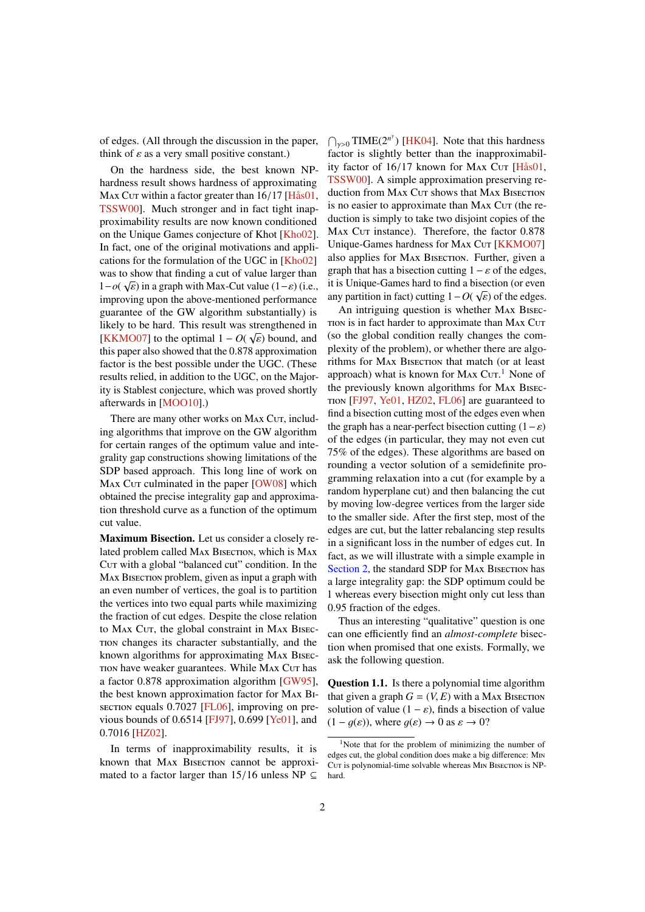of edges. (All through the discussion in the paper, think of $\varepsilon$ as a very small positive constant.)

On the hardness side, the best known NP-hardness result shows hardness of approximating Max Cut within a factor greater than $16/17$ [Hås01, TSSW00]. Much stronger and in fact tight inapproximability results are now known conditioned on the Unique Games conjecture of Khot [Kho02]. In fact, one of the original motivations and applications for the formulation of the UGC in [Kho02] was to show that finding a cut of value larger than $1-o(\sqrt{\varepsilon})$ in a graph with Max-Cut value $(1-\varepsilon)$ (i.e., improving upon the above-mentioned performance guarantee of the GW algorithm substantially) is likely to be hard. This result was strengthened in [KKMO07] to the optimal $1-O(\sqrt{\varepsilon})$ bound, and this paper also showed that the 0.878 approximation factor is the best possible under the UGC. (These results relied, in addition to the UGC, on the Majority is Stablest conjecture, which was proved shortly afterwards in [MOO10].)

There are many other works on Max Cut, including algorithms that improve on the GW algorithm for certain ranges of the optimum value and integrality gap constructions showing limitations of the SDP based approach. This long line of work on Max Cut culminated in the paper [OW08] which obtained the precise integrality gap and approximation threshold curve as a function of the optimum cut value.

**Maximum Bisection.** Let us consider a closely related problem called Max Bisection, which is Max Cut with a global "balanced cut" condition. In the Max Bisection problem, given as input a graph with an even number of vertices, the goal is to partition the vertices into two equal parts while maximizing the fraction of cut edges. Despite the close relation to Max Cut, the global constraint in Max Bisection changes its character substantially, and the known algorithms for approximating Max Bisection have weaker guarantees. While Max Cut has a factor 0.878 approximation algorithm [GW95], the best known approximation factor for Max Bisection equals 0.7027 [FL06], improving on previous bounds of 0.6514 [FJ97], 0.699 [Ye01], and 0.7016 [HZ02].

In terms of inapproximability results, it is known that Max Bisection cannot be approximated to a factor larger than $15/16$ unless NP $\subseteq \bigcap_{\gamma>0}$ TIME$(2^{n^\gamma})$ [HK04]. Note that this hardness factor is slightly better than the inapproximability factor of $16/17$ known for Max Cut [Hås01, TSSW00]. A simple approximation preserving reduction from Max Cut shows that Max Bisection is no easier to approximate than Max Cut (the reduction is simply to take two disjoint copies of the Max Cut instance). Therefore, the factor 0.878 Unique-Games hardness for Max Cut [KKMO07] also applies for Max Bisection. Further, given a graph that has a bisection cutting $1-\varepsilon$ of the edges, it is Unique-Games hard to find a bisection (or even any partition in fact) cutting $1-O(\sqrt{\varepsilon})$ of the edges.

An intriguing question is whether Max Bisection is in fact harder to approximate than Max Cut (so the global condition really changes the complexity of the problem), or whether there are algorithms for Max Bisection that match (or at least approach) what is known for Max Cut.[1] None of the previously known algorithms for Max Bisection [FJ97, Ye01, HZ02, FL06] are guaranteed to find a bisection cutting most of the edges even when the graph has a near-perfect bisection cutting $(1-\varepsilon)$ of the edges (in particular, they may not even cut 75% of the edges). These algorithms are based on rounding a vector solution of a semidefinite programming relaxation into a cut (for example by a random hyperplane cut) and then balancing the cut by moving low-degree vertices from the larger side to the smaller side. After the first step, most of the edges are cut, but the latter rebalancing step results in a significant loss in the number of edges cut. In fact, as we will illustrate with a simple example in Section 2, the standard SDP for Max Bisection has a large integrality gap: the SDP optimum could be 1 whereas every bisection might only cut less than 0.95 fraction of the edges.

Thus an interesting "qualitative" question is one can one efficiently find an *almost-complete* bisection when promised that one exists. Formally, we ask the following question.

**Question 1.1.** Is there a polynomial time algorithm that given a graph $G=(V,E)$ with a Max Bisection solution of value $(1-\varepsilon)$, finds a bisection of value $(1-g(\varepsilon))$, where $g(\varepsilon)\to 0$ as $\varepsilon\to 0$?

[1] Note that for the problem of minimizing the number of edges cut, the global condition does make a big difference: Min Cut is polynomial-time solvable whereas Min Bisection is NP-hard.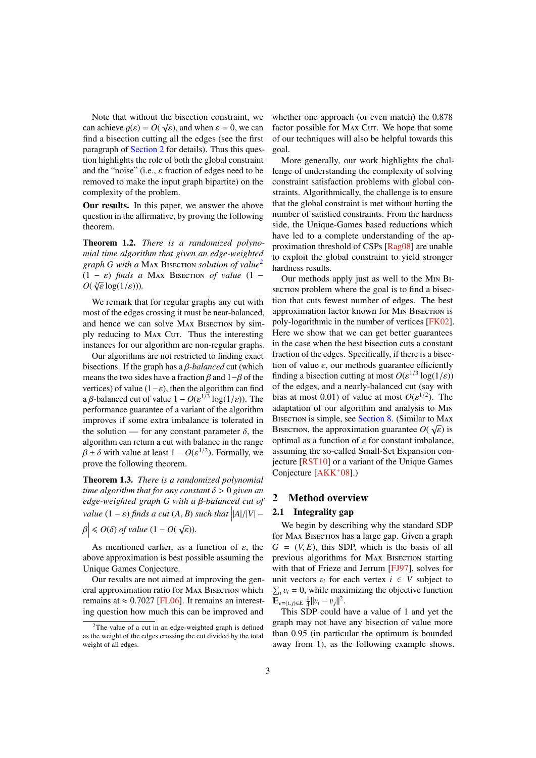Note that without the bisection constraint, we can achieve $g(\varepsilon) = O(\sqrt{\varepsilon})$, and when $\varepsilon = 0$, we can find a bisection cutting all the edges (see the first paragraph of Section 2 for details). Thus this question highlights the role of both the global constraint and the "noise" (i.e., $\varepsilon$ fraction of edges need to be removed to make the input graph bipartite) on the complexity of the problem.

**Our results.** In this paper, we answer the above question in the affirmative, by proving the following theorem.

**Theorem 1.2.** *There is a randomized polynomial time algorithm that given an edge-weighted graph $G$ with a* Max Bisection *solution of value*[2] $(1-\varepsilon)$ *finds a* Max Bisection *of value* $(1 - O(\sqrt[3]{\varepsilon}\log(1/\varepsilon)))$.

We remark that for regular graphs any cut with most of the edges crossing it must be near-balanced, and hence we can solve Max Bisection by simply reducing to Max Cut. Thus the interesting instances for our algorithm are non-regular graphs.

Our algorithms are not restricted to finding exact bisections. If the graph has a $\beta$*-balanced* cut (which means the two sides have a fraction $\beta$ and $1-\beta$ of the vertices) of value $(1-\varepsilon)$, then the algorithm can find a $\beta$-balanced cut of value $1 - O(\varepsilon^{1/3}\log(1/\varepsilon))$. The performance guarantee of a variant of the algorithm improves if some extra imbalance is tolerated in the solution — for any constant parameter $\delta$, the algorithm can return a cut with balance in the range $\beta \pm \delta$ with value at least $1 - O(\varepsilon^{1/2})$. Formally, we prove the following theorem.

**Theorem 1.3.** *There is a randomized polynomial time algorithm that for any constant $\delta > 0$ given an edge-weighted graph $G$ with a $\beta$-balanced cut of value $(1-\varepsilon)$ finds a cut $(A, B)$ such that $\left||A|/|V| - \beta\right| \leqslant O(\delta)$ of value $(1 - O(\sqrt{\varepsilon}))$.*

As mentioned earlier, as a function of $\varepsilon$, the above approximation is best possible assuming the Unique Games Conjecture.

Our results are not aimed at improving the general approximation ratio for Max Bisection which remains at $\approx 0.7027$ [FL06]. It remains an interesting question how much this can be improved and whether one approach (or even match) the 0.878 factor possible for Max Cut. We hope that some of our techniques will also be helpful towards this goal.

More generally, our work highlights the challenge of understanding the complexity of solving constraint satisfaction problems with global constraints. Algorithmically, the challenge is to ensure that the global constraint is met without hurting the number of satisfied constraints. From the hardness side, the Unique-Games based reductions which have led to a complete understanding of the approximation threshold of CSPs [Rag08] are unable to exploit the global constraint to yield stronger hardness results.

Our methods apply just as well to the Min Bisection problem where the goal is to find a bisection that cuts fewest number of edges. The best approximation factor known for Min Bisection is poly-logarithmic in the number of vertices [FK02]. Here we show that we can get better guarantees in the case when the best bisection cuts a constant fraction of the edges. Specifically, if there is a bisection of value $\varepsilon$, our methods guarantee efficiently finding a bisection cutting at most $O(\varepsilon^{1/3}\log(1/\varepsilon))$ of the edges, and a nearly-balanced cut (say with bias at most 0.01) of value at most $O(\varepsilon^{1/2})$. The adaptation of our algorithm and analysis to Min Bisection is simple, see Section 8. (Similar to Max Bisection, the approximation guarantee $O(\sqrt{\varepsilon})$ is optimal as a function of $\varepsilon$ for constant imbalance, assuming the so-called Small-Set Expansion conjecture [RST10] or a variant of the Unique Games Conjecture [AKK+08].)

## 2 Method overview

### 2.1 Integrality gap

We begin by describing why the standard SDP for Max Bisection has a large gap. Given a graph $G = (V, E)$, this SDP, which is the basis of all previous algorithms for Max Bisection starting with that of Frieze and Jerrum [FJ97], solves for unit vectors $v_i$ for each vertex $i \in V$ subject to $\sum_i v_i = 0$, while maximizing the objective function $\mathbb{E}_{e=(i,j)\in E}\, \frac{1}{4}\|v_i - v_j\|^2$.

This SDP could have a value of 1 and yet the graph may not have any bisection of value more than 0.95 (in particular the optimum is bounded away from 1), as the following example shows.

[2] The value of a cut in an edge-weighted graph is defined as the weight of the edges crossing the cut divided by the total weight of all edges.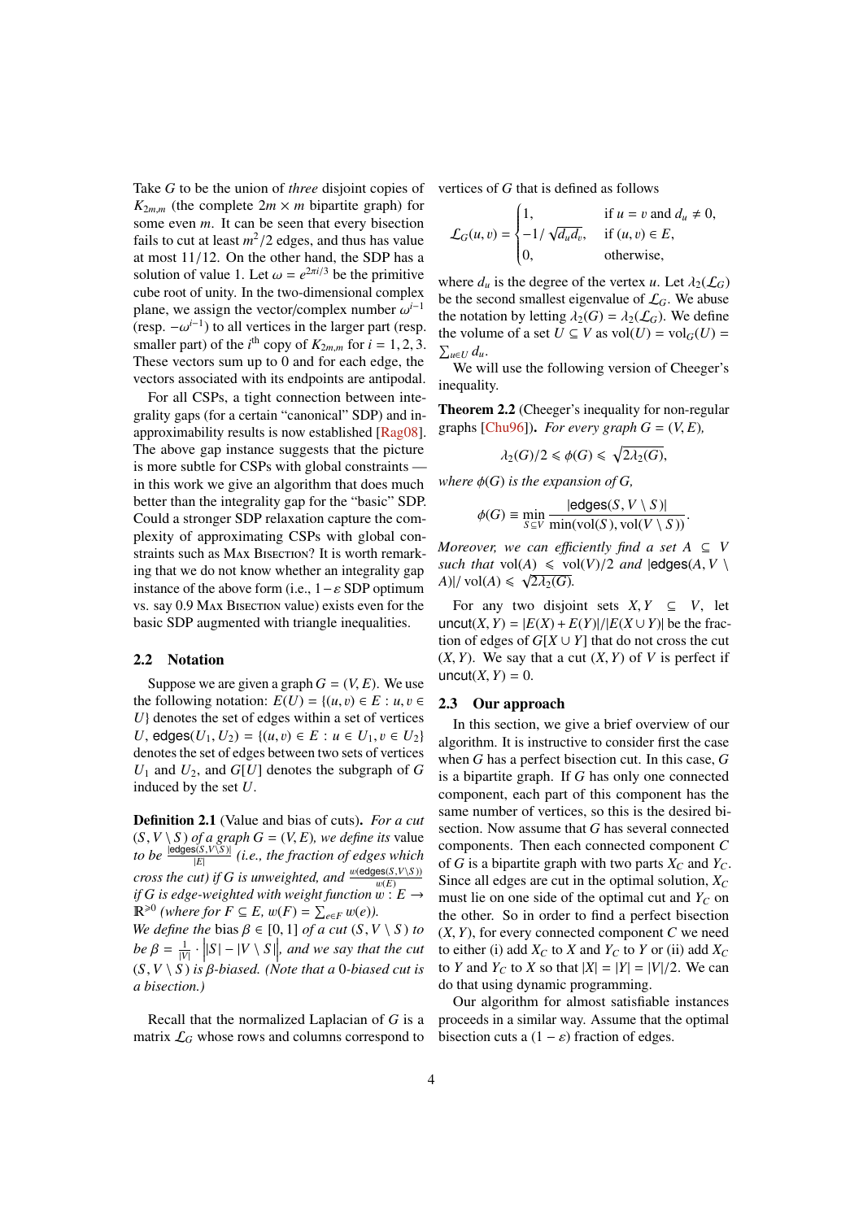Take $G$ to be the union of *three* disjoint copies of $K_{2m,m}$ (the complete $2m \times m$ bipartite graph) for some even $m$. It can be seen that every bisection fails to cut at least $m^2/2$ edges, and thus has value at most 11/12. On the other hand, the SDP has a solution of value 1. Let $\omega = e^{2\pi i/3}$ be the primitive cube root of unity. In the two-dimensional complex plane, we assign the vector/complex number $\omega^{i-1}$ (resp. $-\omega^{i-1}$) to all vertices in the larger part (resp. smaller part) of the $i^{\text{th}}$ copy of $K_{2m,m}$ for $i = 1, 2, 3$. These vectors sum up to 0 and for each edge, the vectors associated with its endpoints are antipodal.

For all CSPs, a tight connection between integrality gaps (for a certain "canonical" SDP) and inapproximability results is now established [Rag08]. The above gap instance suggests that the picture is more subtle for CSPs with global constraints — in this work we give an algorithm that does much better than the integrality gap for the "basic" SDP. Could a stronger SDP relaxation capture the complexity of approximating CSPs with global constraints such as Max Bisection? It is worth remarking that we do not know whether an integrality gap instance of the above form (i.e., $1-\varepsilon$ SDP optimum vs. say 0.9 Max Bisection value) exists even for the basic SDP augmented with triangle inequalities.

## 2.2 Notation

Suppose we are given a graph $G = (V, E)$. We use the following notation: $E(U) = \{(u, v) \in E : u, v \in U\}$ denotes the set of edges within a set of vertices $U$, $\mathsf{edges}(U_1, U_2) = \{(u, v) \in E : u \in U_1, v \in U_2\}$ denotes the set of edges between two sets of vertices $U_1$ and $U_2$, and $G[U]$ denotes the subgraph of $G$ induced by the set $U$.

**Definition 2.1** (Value and bias of cuts). *For a cut $(S, V \setminus S)$ of a graph $G = (V, E)$, we define its* value *to be $\frac{|\mathsf{edges}(S, V \setminus S)|}{|E|}$ (i.e., the fraction of edges which cross the cut) if $G$ is unweighted, and $\frac{w(\mathsf{edges}(S, V \setminus S))}{w(E)}$ if $G$ is edge-weighted with weight function $w : E \to \mathbb{R}^{\geqslant 0}$ (where for $F \subseteq E$, $w(F) = \sum_{e \in F} w(e)$).*
*We define the* bias *$\beta \in [0, 1]$ of a cut $(S, V \setminus S)$ to be $\beta = \frac{1}{|V|} \cdot \big||S| - |V \setminus S|\big|$, and we say that the cut $(S, V \setminus S)$ is $\beta$-biased. (Note that a 0-biased cut is a bisection.)*

Recall that the normalized Laplacian of $G$ is a matrix $\mathcal{L}_G$ whose rows and columns correspond to vertices of $G$ that is defined as follows

$$\mathcal{L}_G(u, v) = \begin{cases} 1, & \text{if } u = v \text{ and } d_u \neq 0, \\ -1/\sqrt{d_u d_v}, & \text{if } (u, v) \in E, \\ 0, & \text{otherwise}, \end{cases}$$

where $d_u$ is the degree of the vertex $u$. Let $\lambda_2(\mathcal{L}_G)$ be the second smallest eigenvalue of $\mathcal{L}_G$. We abuse the notation by letting $\lambda_2(G) = \lambda_2(\mathcal{L}_G)$. We define the volume of a set $U \subseteq V$ as $\mathrm{vol}(U) = \mathrm{vol}_G(U) = \sum_{u \in U} d_u$.

We will use the following version of Cheeger's inequality.

**Theorem 2.2** (Cheeger's inequality for non-regular graphs [Chu96]). *For every graph $G = (V, E)$,*

$$\lambda_2(G)/2 \leqslant \phi(G) \leqslant \sqrt{2\lambda_2(G)},$$

*where $\phi(G)$ is the expansion of $G$,*

$$\phi(G) \equiv \min_{S \subseteq V} \frac{|\mathsf{edges}(S, V \setminus S)|}{\min(\mathrm{vol}(S), \mathrm{vol}(V \setminus S))}.$$

*Moreover, we can efficiently find a set $A \subseteq V$ such that $\mathrm{vol}(A) \leqslant \mathrm{vol}(V)/2$ and $|\mathsf{edges}(A, V \setminus A)|/\mathrm{vol}(A) \leqslant \sqrt{2\lambda_2(G)}$.*

For any two disjoint sets $X, Y \subseteq V$, let $\mathsf{uncut}(X, Y) = |E(X) + E(Y)|/|E(X \cup Y)|$ be the fraction of edges of $G[X \cup Y]$ that do not cross the cut $(X, Y)$. We say that a cut $(X, Y)$ of $V$ is perfect if $\mathsf{uncut}(X, Y) = 0$.

## 2.3 Our approach

In this section, we give a brief overview of our algorithm. It is instructive to consider first the case when $G$ has a perfect bisection cut. In this case, $G$ is a bipartite graph. If $G$ has only one connected component, each part of this component has the same number of vertices, so this is the desired bisection. Now assume that $G$ has several connected components. Then each connected component $C$ of $G$ is a bipartite graph with two parts $X_C$ and $Y_C$. Since all edges are cut in the optimal solution, $X_C$ must lie on one side of the optimal cut and $Y_C$ on the other. So in order to find a perfect bisection $(X, Y)$, for every connected component $C$ we need to either (i) add $X_C$ to $X$ and $Y_C$ to $Y$ or (ii) add $X_C$ to $Y$ and $Y_C$ to $X$ so that $|X| = |Y| = |V|/2$. We can do that using dynamic programming.

Our algorithm for almost satisfiable instances proceeds in a similar way. Assume that the optimal bisection cuts a $(1 - \varepsilon)$ fraction of edges.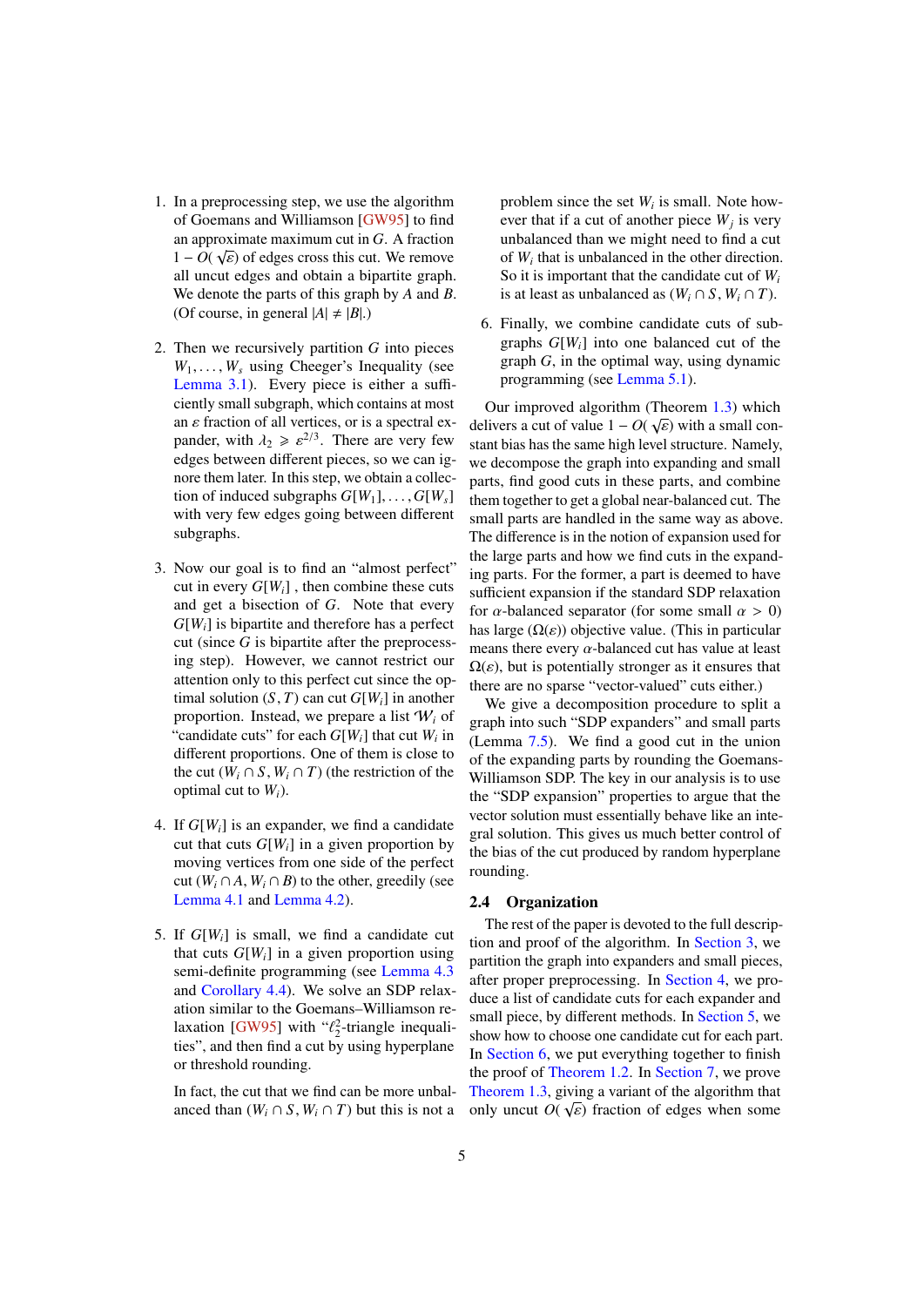1. In a preprocessing step, we use the algorithm of Goemans and Williamson [GW95] to find an approximate maximum cut in $G$. A fraction $1 - O(\sqrt{\varepsilon})$ of edges cross this cut. We remove all uncut edges and obtain a bipartite graph. We denote the parts of this graph by $A$ and $B$. (Of course, in general $|A| \neq |B|$.)

2. Then we recursively partition $G$ into pieces $W_1, \dots, W_s$ using Cheeger's Inequality (see Lemma 3.1). Every piece is either a sufficiently small subgraph, which contains at most an $\varepsilon$ fraction of all vertices, or is a spectral expander, with $\lambda_2 \geqslant \varepsilon^{2/3}$. There are very few edges between different pieces, so we can ignore them later. In this step, we obtain a collection of induced subgraphs $G[W_1], \dots, G[W_s]$ with very few edges going between different subgraphs.

3. Now our goal is to find an "almost perfect" cut in every $G[W_i]$ , then combine these cuts and get a bisection of $G$. Note that every $G[W_i]$ is bipartite and therefore has a perfect cut (since $G$ is bipartite after the preprocessing step). However, we cannot restrict our attention only to this perfect cut since the optimal solution $(S, T)$ can cut $G[W_i]$ in another proportion. Instead, we prepare a list $\mathcal{W}_i$ of "candidate cuts" for each $G[W_i]$ that cut $W_i$ in different proportions. One of them is close to the cut $(W_i \cap S, W_i \cap T)$ (the restriction of the optimal cut to $W_i$).

4. If $G[W_i]$ is an expander, we find a candidate cut that cuts $G[W_i]$ in a given proportion by moving vertices from one side of the perfect cut $(W_i \cap A, W_i \cap B)$ to the other, greedily (see Lemma 4.1 and Lemma 4.2).

5. If $G[W_i]$ is small, we find a candidate cut that cuts $G[W_i]$ in a given proportion using semi-definite programming (see Lemma 4.3 and Corollary 4.4). We solve an SDP relaxation similar to the Goemans–Williamson relaxation [GW95] with "$\ell_2^2$-triangle inequalities", and then find a cut by using hyperplane or threshold rounding.

   In fact, the cut that we find can be more unbalanced than $(W_i \cap S, W_i \cap T)$ but this is not a problem since the set $W_i$ is small. Note however that if a cut of another piece $W_j$ is very unbalanced than we might need to find a cut of $W_i$ that is unbalanced in the other direction. So it is important that the candidate cut of $W_i$ is at least as unbalanced as $(W_i \cap S, W_i \cap T)$.

6. Finally, we combine candidate cuts of subgraphs $G[W_i]$ into one balanced cut of the graph $G$, in the optimal way, using dynamic programming (see Lemma 5.1).

Our improved algorithm (Theorem 1.3) which delivers a cut of value $1 - O(\sqrt{\varepsilon})$ with a small constant bias has the same high level structure. Namely, we decompose the graph into expanding and small parts, find good cuts in these parts, and combine them together to get a global near-balanced cut. The small parts are handled in the same way as above. The difference is in the notion of expansion used for the large parts and how we find cuts in the expanding parts. For the former, a part is deemed to have sufficient expansion if the standard SDP relaxation for $\alpha$-balanced separator (for some small $\alpha > 0$) has large ($\Omega(\varepsilon)$) objective value. (This in particular means there every $\alpha$-balanced cut has value at least $\Omega(\varepsilon)$, but is potentially stronger as it ensures that there are no sparse "vector-valued" cuts either.)

We give a decomposition procedure to split a graph into such "SDP expanders" and small parts (Lemma 7.5). We find a good cut in the union of the expanding parts by rounding the Goemans-Williamson SDP. The key in our analysis is to use the "SDP expansion" properties to argue that the vector solution must essentially behave like an integral solution. This gives us much better control of the bias of the cut produced by random hyperplane rounding.

### 2.4 Organization

The rest of the paper is devoted to the full description and proof of the algorithm. In Section 3, we partition the graph into expanders and small pieces, after proper preprocessing. In Section 4, we produce a list of candidate cuts for each expander and small piece, by different methods. In Section 5, we show how to choose one candidate cut for each part. In Section 6, we put everything together to finish the proof of Theorem 1.2. In Section 7, we prove Theorem 1.3, giving a variant of the algorithm that only uncut $O(\sqrt{\varepsilon})$ fraction of edges when some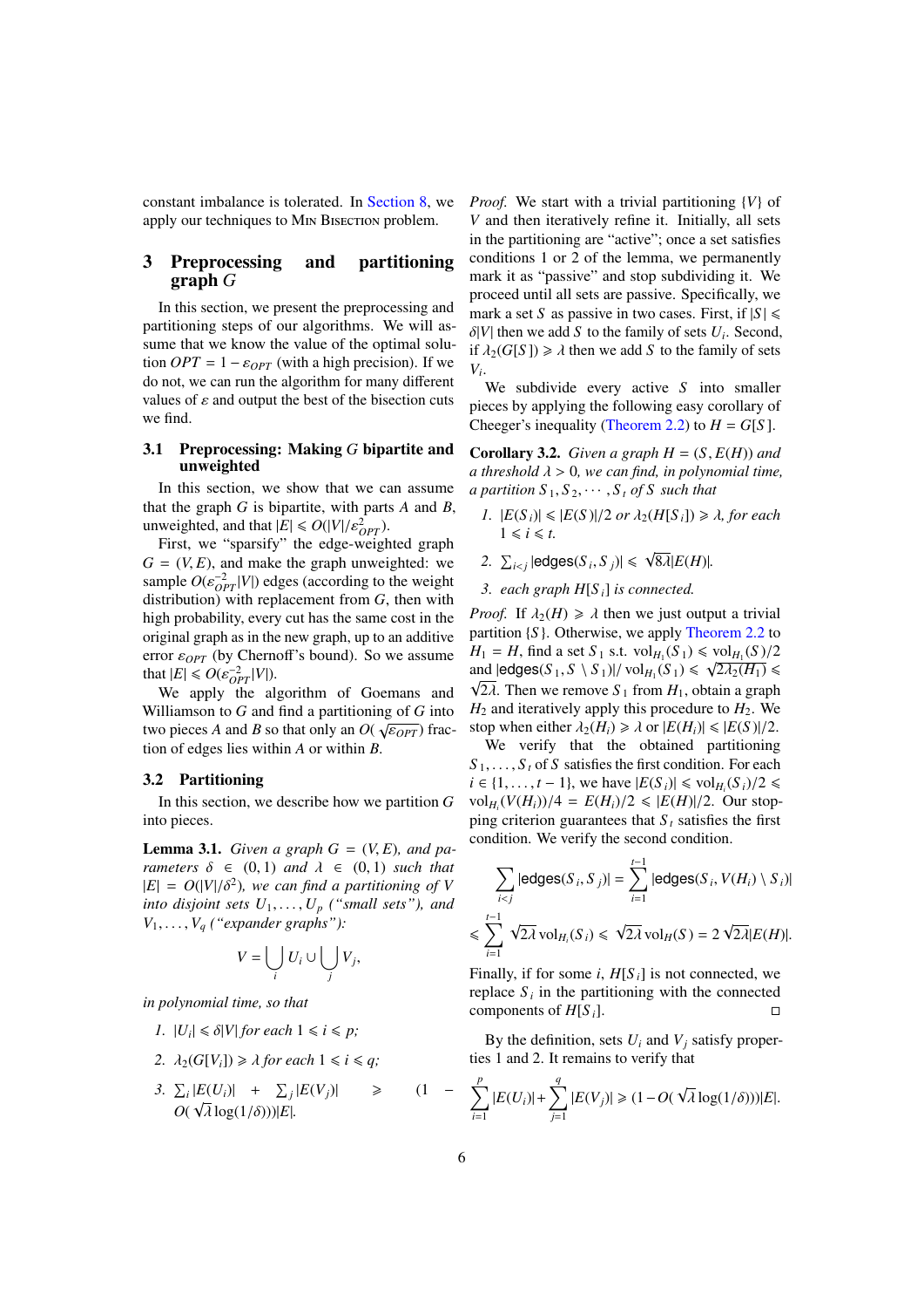constant imbalance is tolerated. In Section 8, we apply our techniques to Min Bisection problem.

# 3 Preprocessing and partitioning graph $G$

In this section, we present the preprocessing and partitioning steps of our algorithms. We will assume that we know the value of the optimal solution $OPT = 1 - \varepsilon_{OPT}$ (with a high precision). If we do not, we can run the algorithm for many different values of $\varepsilon$ and output the best of the bisection cuts we find.

## 3.1 Preprocessing: Making $G$ bipartite and unweighted

In this section, we show that we can assume that the graph $G$ is bipartite, with parts $A$ and $B$, unweighted, and that $|E| \leqslant O(|V|/\varepsilon_{OPT}^2)$.

First, we "sparsify" the edge-weighted graph $G = (V, E)$, and make the graph unweighted: we sample $O(\varepsilon_{OPT}^{-2}|V|)$ edges (according to the weight distribution) with replacement from $G$, then with high probability, every cut has the same cost in the original graph as in the new graph, up to an additive error $\varepsilon_{OPT}$ (by Chernoff's bound). So we assume that $|E| \leqslant O(\varepsilon_{OPT}^{-2}|V|)$.

We apply the algorithm of Goemans and Williamson to $G$ and find a partitioning of $G$ into two pieces $A$ and $B$ so that only an $O(\sqrt{\varepsilon_{OPT}})$ fraction of edges lies within $A$ or within $B$.

## 3.2 Partitioning

In this section, we describe how we partition $G$ into pieces.

**Lemma 3.1.** *Given a graph $G = (V, E)$, and parameters $\delta \in (0, 1)$ and $\lambda \in (0, 1)$ such that $|E| = O(|V|/\delta^2)$, we can find a partitioning of $V$ into disjoint sets $U_1, \dots, U_p$ ("small sets"), and $V_1, \dots, V_q$ ("expander graphs"):*

$$V = \bigcup_i U_i \cup \bigcup_j V_j,$$

*in polynomial time, so that*

1. *$|U_i| \leqslant \delta|V|$ for each $1 \leqslant i \leqslant p$;*
2. *$\lambda_2(G[V_i]) \geqslant \lambda$ for each $1 \leqslant i \leqslant q$;*
3. *$\sum_i |E(U_i)| + \sum_j |E(V_j)| \geqslant (1 - O(\sqrt{\lambda}\log(1/\delta)))|E|$.*

*Proof.* We start with a trivial partitioning $\{V\}$ of $V$ and then iteratively refine it. Initially, all sets in the partitioning are "active"; once a set satisfies conditions 1 or 2 of the lemma, we permanently mark it as "passive" and stop subdividing it. We proceed until all sets are passive. Specifically, we mark a set $S$ as passive in two cases. First, if $|S| \leqslant \delta|V|$ then we add $S$ to the family of sets $U_i$. Second, if $\lambda_2(G[S]) \geqslant \lambda$ then we add $S$ to the family of sets $V_i$.

We subdivide every active $S$ into smaller pieces by applying the following easy corollary of Cheeger's inequality (Theorem 2.2) to $H = G[S]$.

**Corollary 3.2.** *Given a graph $H = (S, E(H))$ and a threshold $\lambda > 0$, we can find, in polynomial time, a partition $S_1, S_2, \cdots, S_t$ of $S$ such that*

1. *$|E(S_i)| \leqslant |E(S)|/2$ or $\lambda_2(H[S_i]) \geqslant \lambda$, for each $1 \leqslant i \leqslant t$.*
2. *$\sum_{i<j} |\mathsf{edges}(S_i, S_j)| \leqslant \sqrt{8\lambda}|E(H)|$.*
3. *each graph $H[S_i]$ is connected.*

*Proof.* If $\lambda_2(H) \geqslant \lambda$ then we just output a trivial partition $\{S\}$. Otherwise, we apply Theorem 2.2 to $H_1 = H$, find a set $S_1$ s.t. $\mathrm{vol}_{H_1}(S_1) \leqslant \mathrm{vol}_{H_1}(S)/2$ and $|\mathsf{edges}(S_1, S \setminus S_1)|/\mathrm{vol}_{H_1}(S_1) \leqslant \sqrt{2\lambda_2(H_1)} \leqslant \sqrt{2\lambda}$. Then we remove $S_1$ from $H_1$, obtain a graph $H_2$ and iteratively apply this procedure to $H_2$. We stop when either $\lambda_2(H_i) \geqslant \lambda$ or $|E(H_i)| \leqslant |E(S)|/2$.

We verify that the obtained partitioning $S_1, \dots, S_t$ of $S$ satisfies the first condition. For each $i \in \{1, \dots, t-1\}$, we have $|E(S_i)| \leqslant \mathrm{vol}_{H_i}(S_i)/2 \leqslant \mathrm{vol}_{H_i}(V(H_i))/4 = E(H_i)/2 \leqslant |E(H)|/2$. Our stopping criterion guarantees that $S_t$ satisfies the first condition. We verify the second condition.

$$\sum_{i<j} |\mathsf{edges}(S_i, S_j)| = \sum_{i=1}^{t-1} |\mathsf{edges}(S_i, V(H_i) \setminus S_i)|$$

$$\leqslant \sum_{i=1}^{t-1} \sqrt{2\lambda}\,\mathrm{vol}_{H_i}(S_i) \leqslant \sqrt{2\lambda}\,\mathrm{vol}_H(S) = 2\sqrt{2\lambda}|E(H)|.$$

Finally, if for some $i$, $H[S_i]$ is not connected, we replace $S_i$ in the partitioning with the connected components of $H[S_i]$. □

By the definition, sets $U_i$ and $V_j$ satisfy properties 1 and 2. It remains to verify that

$$\sum_{i=1}^{p} |E(U_i)| + \sum_{j=1}^{q} |E(V_j)| \geqslant (1 - O(\sqrt{\lambda}\log(1/\delta)))|E|.$$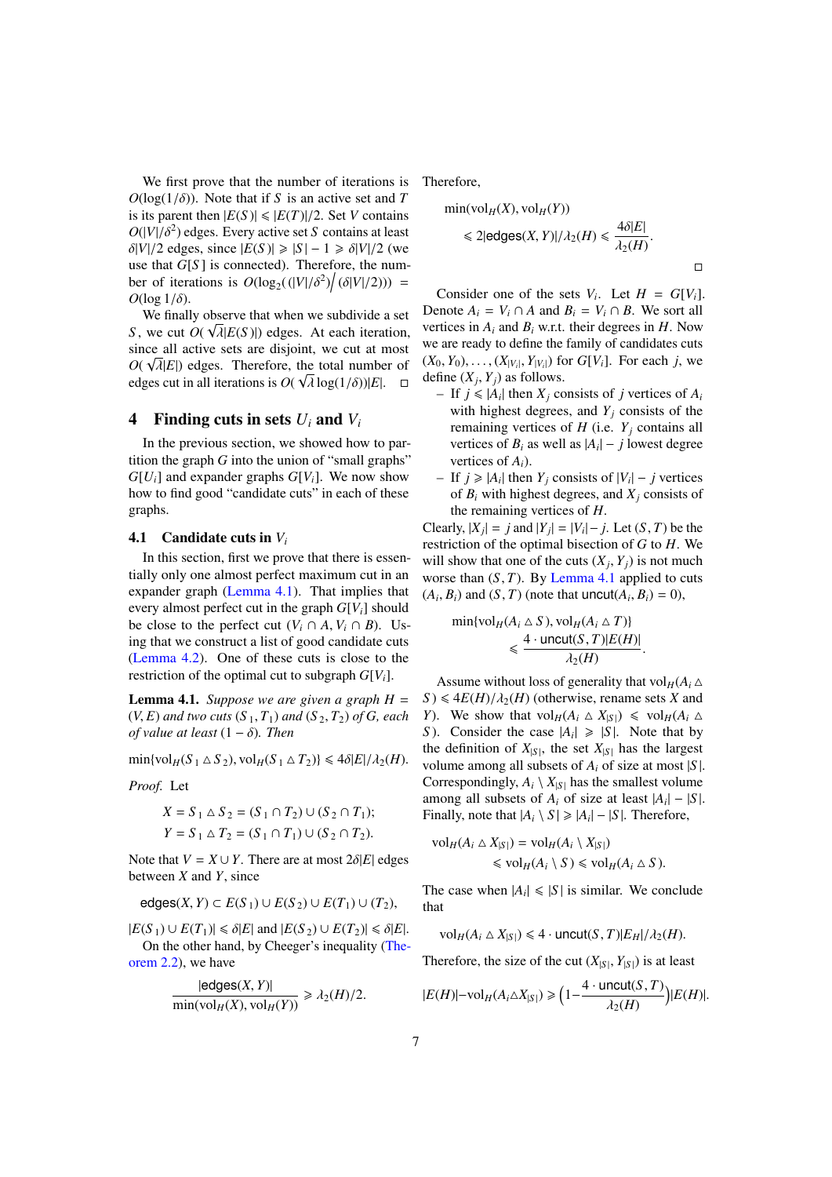We first prove that the number of iterations is $O(\log(1/\delta))$. Note that if $S$ is an active set and $T$ is its parent then $|E(S)| \leqslant |E(T)|/2$. Set $V$ contains $O(|V|/\delta^2)$ edges. Every active set $S$ contains at least $\delta|V|/2$ edges, since $|E(S)| \geqslant |S| - 1 \geqslant \delta|V|/2$ (we use that $G[S]$ is connected). Therefore, the number of iterations is $O(\log_2((|V|/\delta^2)\big/(\delta|V|/2))) = O(\log 1/\delta)$.

We finally observe that when we subdivide a set $S$, we cut $O(\sqrt{\lambda}|E(S)|)$ edges. At each iteration, since all active sets are disjoint, we cut at most $O(\sqrt{\lambda}|E|)$ edges. Therefore, the total number of edges cut in all iterations is $O(\sqrt{\lambda}\log(1/\delta))|E|$. □

## 4 Finding cuts in sets $U_i$ and $V_i$

In the previous section, we showed how to partition the graph $G$ into the union of "small graphs" $G[U_i]$ and expander graphs $G[V_i]$. We now show how to find good "candidate cuts" in each of these graphs.

### 4.1 Candidate cuts in $V_i$

In this section, first we prove that there is essentially only one almost perfect maximum cut in an expander graph (Lemma 4.1). That implies that every almost perfect cut in the graph $G[V_i]$ should be close to the perfect cut $(V_i \cap A, V_i \cap B)$. Using that we construct a list of good candidate cuts (Lemma 4.2). One of these cuts is close to the restriction of the optimal cut to subgraph $G[V_i]$.

**Lemma 4.1.** *Suppose we are given a graph $H = (V, E)$ and two cuts $(S_1, T_1)$ and $(S_2, T_2)$ of $G$, each of value at least $(1 - \delta)$. Then*

$$\min\{\mathrm{vol}_H(S_1 \vartriangle S_2), \mathrm{vol}_H(S_1 \vartriangle T_2)\} \leqslant 4\delta|E|/\lambda_2(H).$$

*Proof.* Let

$$X = S_1 \vartriangle S_2 = (S_1 \cap T_2) \cup (S_2 \cap T_1);$$
$$Y = S_1 \vartriangle T_2 = (S_1 \cap T_1) \cup (S_2 \cap T_2).$$

Note that $V = X \cup Y$. There are at most $2\delta|E|$ edges between $X$ and $Y$, since

$$\mathsf{edges}(X, Y) \subset E(S_1) \cup E(S_2) \cup E(T_1) \cup (T_2),$$

$|E(S_1) \cup E(T_1)| \leqslant \delta|E|$ and $|E(S_2) \cup E(T_2)| \leqslant \delta|E|$.

On the other hand, by Cheeger's inequality (Theorem 2.2), we have

$$\frac{|\mathsf{edges}(X, Y)|}{\min(\mathrm{vol}_H(X), \mathrm{vol}_H(Y))} \geqslant \lambda_2(H)/2.$$

Therefore,

$$\min(\mathrm{vol}_H(X), \mathrm{vol}_H(Y)) \leqslant 2|\mathsf{edges}(X, Y)|/\lambda_2(H) \leqslant \frac{4\delta|E|}{\lambda_2(H)}.$$

□

Consider one of the sets $V_i$. Let $H = G[V_i]$. Denote $A_i = V_i \cap A$ and $B_i = V_i \cap B$. We sort all vertices in $A_i$ and $B_i$ w.r.t. their degrees in $H$. Now we are ready to define the family of candidates cuts $(X_0, Y_0), \dots, (X_{|V_i|}, Y_{|V_i|})$ for $G[V_i]$. For each $j$, we define $(X_j, Y_j)$ as follows.

- If $j \leqslant |A_i|$ then $X_j$ consists of $j$ vertices of $A_i$ with highest degrees, and $Y_j$ consists of the remaining vertices of $H$ (i.e. $Y_j$ contains all vertices of $B_i$ as well as $|A_i| - j$ lowest degree vertices of $A_i$).
- If $j \geqslant |A_i|$ then $Y_j$ consists of $|V_i| - j$ vertices of $B_i$ with highest degrees, and $X_j$ consists of the remaining vertices of $H$.

Clearly, $|X_j| = j$ and $|Y_j| = |V_i| - j$. Let $(S, T)$ be the restriction of the optimal bisection of $G$ to $H$. We will show that one of the cuts $(X_j, Y_j)$ is not much worse than $(S, T)$. By Lemma 4.1 applied to cuts $(A_i, B_i)$ and $(S, T)$ (note that $\mathsf{uncut}(A_i, B_i) = 0$),

$$\min\{\mathrm{vol}_H(A_i \vartriangle S), \mathrm{vol}_H(A_i \vartriangle T)\} \leqslant \frac{4 \cdot \mathsf{uncut}(S, T)|E(H)|}{\lambda_2(H)}.$$

Assume without loss of generality that $\mathrm{vol}_H(A_i \vartriangle S) \leqslant 4E(H)/\lambda_2(H)$ (otherwise, rename sets $X$ and $Y$). We show that $\mathrm{vol}_H(A_i \vartriangle X_{|S|}) \leqslant \mathrm{vol}_H(A_i \vartriangle S)$. Consider the case $|A_i| \geqslant |S|$. Note that by the definition of $X_{|S|}$, the set $X_{|S|}$ has the largest volume among all subsets of $A_i$ of size at most $|S|$. Correspondingly, $A_i \setminus X_{|S|}$ has the smallest volume among all subsets of $A_i$ of size at least $|A_i| - |S|$. Finally, note that $|A_i \setminus S| \geqslant |A_i| - |S|$. Therefore,

$$\mathrm{vol}_H(A_i \vartriangle X_{|S|}) = \mathrm{vol}_H(A_i \setminus X_{|S|}) \leqslant \mathrm{vol}_H(A_i \setminus S) \leqslant \mathrm{vol}_H(A_i \vartriangle S).$$

The case when $|A_i| \leqslant |S|$ is similar. We conclude that

$$\mathrm{vol}_H(A_i \vartriangle X_{|S|}) \leqslant 4 \cdot \mathsf{uncut}(S, T)|E_H|/\lambda_2(H).$$

Therefore, the size of the cut $(X_{|S|}, Y_{|S|})$ is at least

$$|E(H)| - \mathrm{vol}_H(A_i \vartriangle X_{|S|}) \geqslant \Big(1 - \frac{4 \cdot \mathsf{uncut}(S, T)}{\lambda_2(H)}\Big)|E(H)|.$$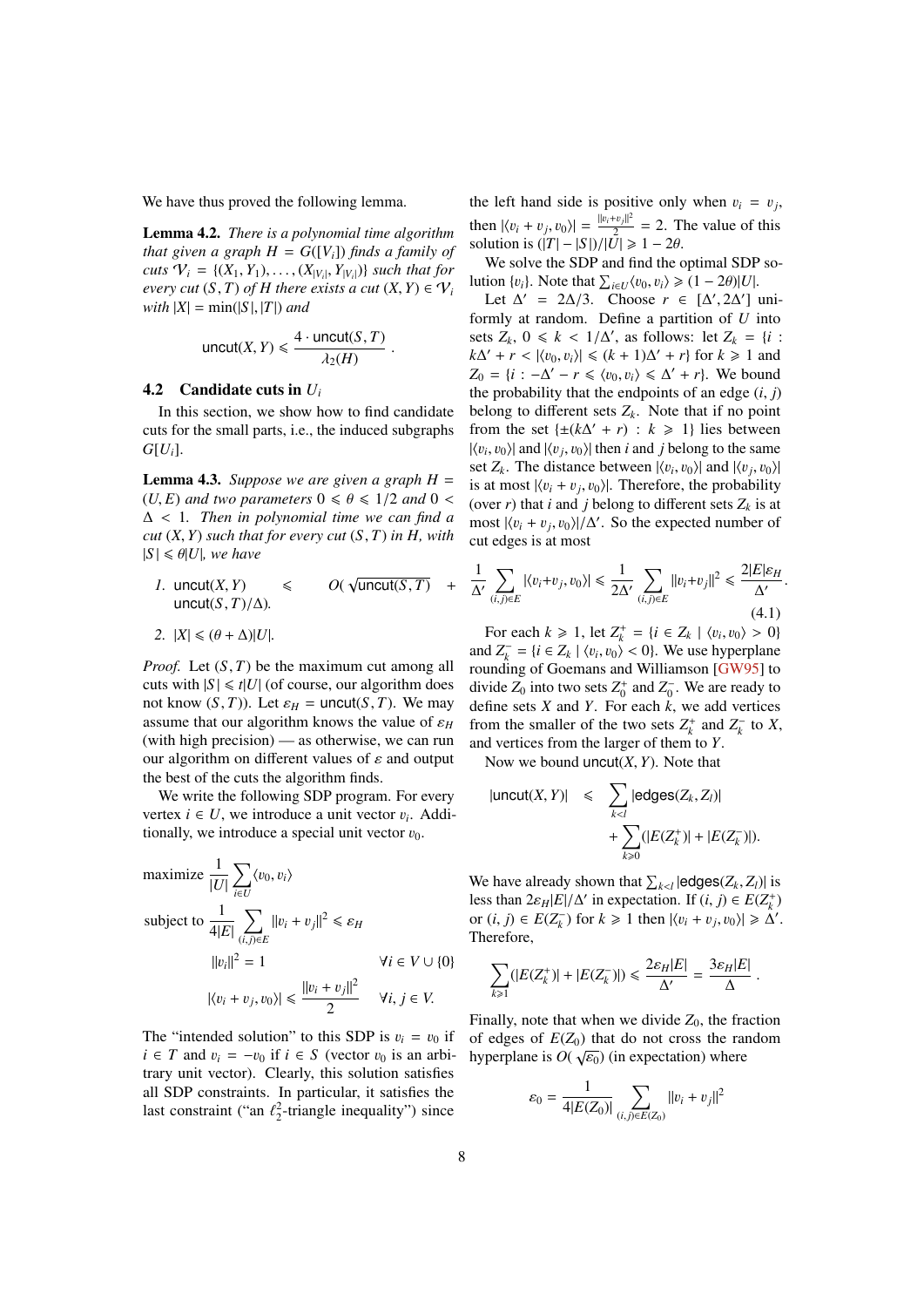We have thus proved the following lemma.

**Lemma 4.2.** *There is a polynomial time algorithm that given a graph $H = G([V_i])$ finds a family of cuts $\mathcal{V}_i = \{(X_1, Y_1), \dots, (X_{|V_i|}, Y_{|V_i|})\}$ such that for every cut $(S, T)$ of $H$ there exists a cut $(X, Y) \in \mathcal{V}_i$ with $|X| = \min(|S|, |T|)$ and*

$$\mathsf{uncut}(X, Y) \leqslant \frac{4 \cdot \mathsf{uncut}(S, T)}{\lambda_2(H)} .$$

## 4.2 Candidate cuts in $U_i$

In this section, we show how to find candidate cuts for the small parts, i.e., the induced subgraphs $G[U_i]$.

**Lemma 4.3.** *Suppose we are given a graph $H = (U, E)$ and two parameters $0 \leqslant \theta \leqslant 1/2$ and $0 < \Delta < 1$. Then in polynomial time we can find a cut $(X, Y)$ such that for every cut $(S, T)$ in $H$, with $|S| \leqslant \theta |U|$, we have*

1. $\mathsf{uncut}(X, Y) \leqslant O(\sqrt{\mathsf{uncut}(S, T)} + \mathsf{uncut}(S, T)/\Delta)$.
2. $|X| \leqslant (\theta + \Delta)|U|$.

*Proof.* Let $(S, T)$ be the maximum cut among all cuts with $|S| \leqslant t|U|$ (of course, our algorithm does not know $(S, T)$). Let $\varepsilon_H = \mathsf{uncut}(S, T)$. We may assume that our algorithm knows the value of $\varepsilon_H$ (with high precision) — as otherwise, we can run our algorithm on different values of $\varepsilon$ and output the best of the cuts the algorithm finds.

We write the following SDP program. For every vertex $i \in U$, we introduce a unit vector $v_i$. Additionally, we introduce a special unit vector $v_0$.

$$\text{maximize } \frac{1}{|U|} \sum_{i \in U} \langle v_0, v_i \rangle$$

$$\text{subject to } \frac{1}{4|E|} \sum_{(i,j) \in E} \|v_i + v_j\|^2 \leqslant \varepsilon_H$$

$$\|v_i\|^2 = 1 \qquad \forall i \in V \cup \{0\}$$

$$|\langle v_i + v_j, v_0 \rangle| \leqslant \frac{\|v_i + v_j\|^2}{2} \qquad \forall i, j \in V.$$

The "intended solution" to this SDP is $v_i = v_0$ if $i \in T$ and $v_i = -v_0$ if $i \in S$ (vector $v_0$ is an arbitrary unit vector). Clearly, this solution satisfies all SDP constraints. In particular, it satisfies the last constraint ("an $\ell_2^2$-triangle inequality") since the left hand side is positive only when $v_i = v_j$, then $|\langle v_i + v_j, v_0 \rangle| = \frac{\|v_i + v_j\|^2}{2} = 2$. The value of this solution is $(|T| - |S|)/|U| \geqslant 1 - 2\theta$.

We solve the SDP and find the optimal SDP solution $\{v_i\}$. Note that $\sum_{i \in U} \langle v_0, v_i \rangle \geqslant (1 - 2\theta)|U|$.

Let $\Delta' = 2\Delta/3$. Choose $r \in [\Delta', 2\Delta']$ uniformly at random. Define a partition of $U$ into sets $Z_k$, $0 \leqslant k < 1/\Delta'$, as follows: let $Z_k = \{i : k\Delta' + r < |\langle v_0, v_i \rangle| \leqslant (k+1)\Delta' + r\}$ for $k \geqslant 1$ and $Z_0 = \{i : -\Delta' - r \leqslant \langle v_0, v_i \rangle \leqslant \Delta' + r\}$. We bound the probability that the endpoints of an edge $(i, j)$ belong to different sets $Z_k$. Note that if no point from the set $\{\pm(k\Delta' + r) : k \geqslant 1\}$ lies between $|\langle v_i, v_0 \rangle|$ and $|\langle v_j, v_0 \rangle|$ then $i$ and $j$ belong to the same set $Z_k$. The distance between $|\langle v_i, v_0 \rangle|$ and $|\langle v_j, v_0 \rangle|$ is at most $|\langle v_i + v_j, v_0 \rangle|$. Therefore, the probability (over $r$) that $i$ and $j$ belong to different sets $Z_k$ is at most $|\langle v_i + v_j, v_0 \rangle|/\Delta'$. So the expected number of cut edges is at most

$$\frac{1}{\Delta'} \sum_{(i,j) \in E} |\langle v_i + v_j, v_0 \rangle| \leqslant \frac{1}{2\Delta'} \sum_{(i,j) \in E} \|v_i + v_j\|^2 \leqslant \frac{2|E|\varepsilon_H}{\Delta'}. \tag{4.1}$$

For each $k \geqslant 1$, let $Z_k^+ = \{i \in Z_k \mid \langle v_i, v_0 \rangle > 0\}$ and $Z_k^- = \{i \in Z_k \mid \langle v_i, v_0 \rangle < 0\}$. We use hyperplane rounding of Goemans and Williamson [GW95] to divide $Z_0$ into two sets $Z_0^+$ and $Z_0^-$. We are ready to define sets $X$ and $Y$. For each $k$, we add vertices from the smaller of the two sets $Z_k^+$ and $Z_k^-$ to $X$, and vertices from the larger of them to $Y$.

Now we bound $\mathsf{uncut}(X, Y)$. Note that

$$|\mathsf{uncut}(X, Y)| \leqslant \sum_{k<l} |\mathsf{edges}(Z_k, Z_l)| + \sum_{k \geqslant 0} (|E(Z_k^+)| + |E(Z_k^-)|).$$

We have already shown that $\sum_{k<l} |\mathsf{edges}(Z_k, Z_l)|$ is less than $2\varepsilon_H|E|/\Delta'$ in expectation. If $(i, j) \in E(Z_k^+)$ or $(i, j) \in E(Z_k^-)$ for $k \geqslant 1$ then $|\langle v_i + v_j, v_0 \rangle| \geqslant \Delta'$. Therefore,

$$\sum_{k \geqslant 1} (|E(Z_k^+)| + |E(Z_k^-)|) \leqslant \frac{2\varepsilon_H |E|}{\Delta'} = \frac{3\varepsilon_H |E|}{\Delta} .$$

Finally, note that when we divide $Z_0$, the fraction of edges of $E(Z_0)$ that do not cross the random hyperplane is $O(\sqrt{\varepsilon_0})$ (in expectation) where

$$\varepsilon_0 = \frac{1}{4|E(Z_0)|} \sum_{(i,j) \in E(Z_0)} \|v_i + v_j\|^2$$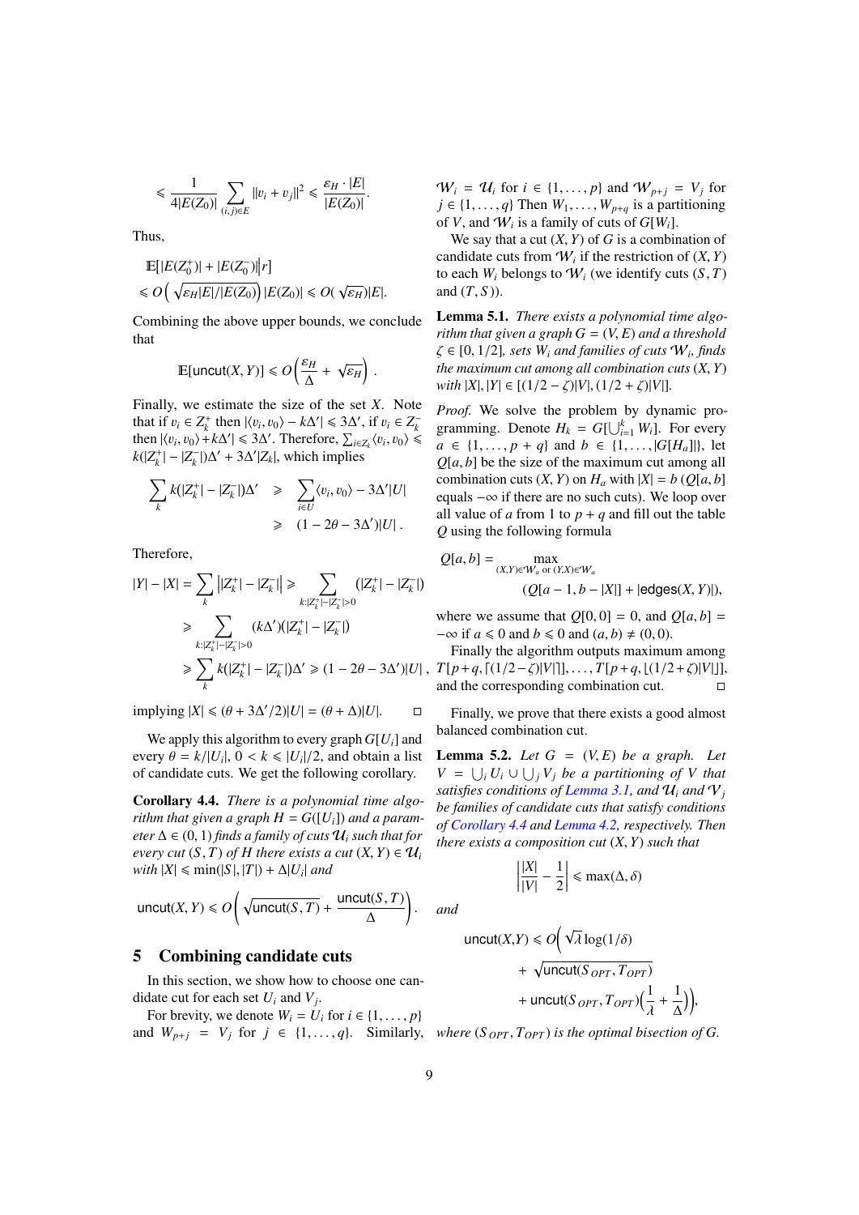$$\leqslant \frac{1}{4|E(Z_0)|} \sum_{(i,j)\in E} \|v_i + v_j\|^2 \leqslant \frac{\varepsilon_H \cdot |E|}{|E(Z_0)|}.$$

Thus,

$$\begin{aligned}
&\mathbb{E}[|E(Z_0^+)| + |E(Z_0^-)| \big| r] \\
&\leqslant O\Big(\sqrt{\varepsilon_H |E|/|E(Z_0)|}\Big)\,|E(Z_0)| \leqslant O(\sqrt{\varepsilon_H})|E|.
\end{aligned}$$

Combining the above upper bounds, we conclude that

$$\mathbb{E}[\mathsf{uncut}(X,Y)] \leqslant O\left(\frac{\varepsilon_H}{\Delta} + \sqrt{\varepsilon_H}\right).$$

Finally, we estimate the size of the set $X$. Note that if $v_i \in Z_k^+$ then $|\langle v_i, v_0\rangle - k\Delta'| \leqslant 3\Delta'$, if $v_i \in Z_k^-$ then $|\langle v_i, v_0\rangle + k\Delta'| \leqslant 3\Delta'$. Therefore, $\sum_{i\in Z_k}\langle v_i, v_0\rangle \leqslant k(|Z_k^+| - |Z_k^-|)\Delta' + 3\Delta'|Z_k|$, which implies

$$\begin{aligned}
\sum_k k(|Z_k^+| - |Z_k^-|)\Delta' &\geqslant \sum_{i\in U}\langle v_i, v_0\rangle - 3\Delta'|U| \\
&\geqslant (1 - 2\theta - 3\Delta')|U|\,.
\end{aligned}$$

Therefore,

$$\begin{aligned}
|Y| - |X| &= \sum_k \big||Z_k^+| - |Z_k^-|\big| \geqslant \sum_{k:|Z_k^+|-|Z_k^-|>0} (|Z_k^+| - |Z_k^-|) \\
&\geqslant \sum_{k:|Z_k^+|-|Z_k^-|>0} (k\Delta')(|Z_k^+| - |Z_k^-|) \\
&\geqslant \sum_k k(|Z_k^+| - |Z_k^-|)\Delta' \geqslant (1 - 2\theta - 3\Delta')|U|\,,
\end{aligned}$$

implying $|X| \leqslant (\theta + 3\Delta'/2)|U| = (\theta + \Delta)|U|$. □

We apply this algorithm to every graph $G[U_i]$ and every $\theta = k/|U_i|$, $0 < k \leqslant |U_i|/2$, and obtain a list of candidate cuts. We get the following corollary.

**Corollary 4.4.** *There is a polynomial time algorithm that given a graph $H = G([U_i])$ and a parameter $\Delta \in (0,1)$ finds a family of cuts $\mathcal{U}_i$ such that for every cut $(S,T)$ of $H$ there exists a cut $(X,Y) \in \mathcal{U}_i$ with $|X| \leqslant \min(|S|,|T|) + \Delta|U_i|$ and*

$$\mathsf{uncut}(X,Y) \leqslant O\left(\sqrt{\mathsf{uncut}(S,T)} + \frac{\mathsf{uncut}(S,T)}{\Delta}\right).$$

## 5 Combining candidate cuts

In this section, we show how to choose one candidate cut for each set $U_i$ and $V_j$.

For brevity, we denote $W_i = U_i$ for $i \in \{1,\ldots,p\}$ and $W_{p+j} = V_j$ for $j \in \{1,\ldots,q\}$. Similarly, $\mathcal{W}_i = \mathcal{U}_i$ for $i \in \{1,\ldots,p\}$ and $\mathcal{W}_{p+j} = \mathcal{V}_j$ for $j \in \{1,\ldots,q\}$ Then $W_1,\ldots,W_{p+q}$ is a partitioning of $V$, and $\mathcal{W}_i$ is a family of cuts of $G[W_i]$.

We say that a cut $(X,Y)$ of $G$ is a combination of candidate cuts from $\mathcal{W}_i$ if the restriction of $(X,Y)$ to each $W_i$ belongs to $\mathcal{W}_i$ (we identify cuts $(S,T)$ and $(T,S)$).

**Lemma 5.1.** *There exists a polynomial time algorithm that given a graph $G = (V,E)$ and a threshold $\zeta \in [0,1/2]$, sets $W_i$ and families of cuts $\mathcal{W}_i$, finds the maximum cut among all combination cuts $(X,Y)$ with $|X|,|Y| \in [(1/2-\zeta)|V|,(1/2+\zeta)|V|]$.*

*Proof.* We solve the problem by dynamic programming. Denote $H_k = G[\bigcup_{i=1}^k W_i]$. For every $a \in \{1,\ldots,p+q\}$ and $b \in \{1,\ldots,|G[H_a]|\}$, let $Q[a,b]$ be the size of the maximum cut among all combination cuts $(X,Y)$ on $H_a$ with $|X| = b$ ($Q[a,b]$ equals $-\infty$ if there are no such cuts). We loop over all value of $a$ from 1 to $p+q$ and fill out the table $Q$ using the following formula

$$\begin{aligned}
Q[a,b] = &\max_{(X,Y)\in\mathcal{W}_a \text{ or } (Y,X)\in\mathcal{W}_a} \\
&(Q[a-1, b-|X|] + |\mathsf{edges}(X,Y)|),
\end{aligned}$$

where we assume that $Q[0,0] = 0$, and $Q[a,b] = -\infty$ if $a \leqslant 0$ and $b \leqslant 0$ and $(a,b) \neq (0,0)$.

Finally the algorithm outputs maximum among $T[p+q,\lceil(1/2-\zeta)|V|\rceil],\ldots,T[p+q,\lfloor(1/2+\zeta)|V|\rfloor]$, and the corresponding combination cut. □

Finally, we prove that there exists a good almost balanced combination cut.

**Lemma 5.2.** *Let $G = (V,E)$ be a graph. Let $V = \bigcup_i U_i \cup \bigcup_j V_j$ be a partitioning of $V$ that satisfies conditions of Lemma 3.1, and $\mathcal{U}_i$ and $\mathcal{V}_j$ be families of candidate cuts that satisfy conditions of Corollary 4.4 and Lemma 4.2, respectively. Then there exists a composition cut $(X,Y)$ such that*

$$\left|\frac{|X|}{|V|} - \frac{1}{2}\right| \leqslant \max(\Delta,\delta)$$

*and*

$$\begin{aligned}
\mathsf{uncut}(X,Y) \leqslant O\Big(&\sqrt{\lambda}\log(1/\delta) \\
&+ \sqrt{\mathsf{uncut}(S_{OPT},T_{OPT})} \\
&+ \mathsf{uncut}(S_{OPT},T_{OPT})\Big(\frac{1}{\lambda} + \frac{1}{\Delta}\Big)\Big),
\end{aligned}$$

*where $(S_{OPT},T_{OPT})$ is the optimal bisection of $G$.*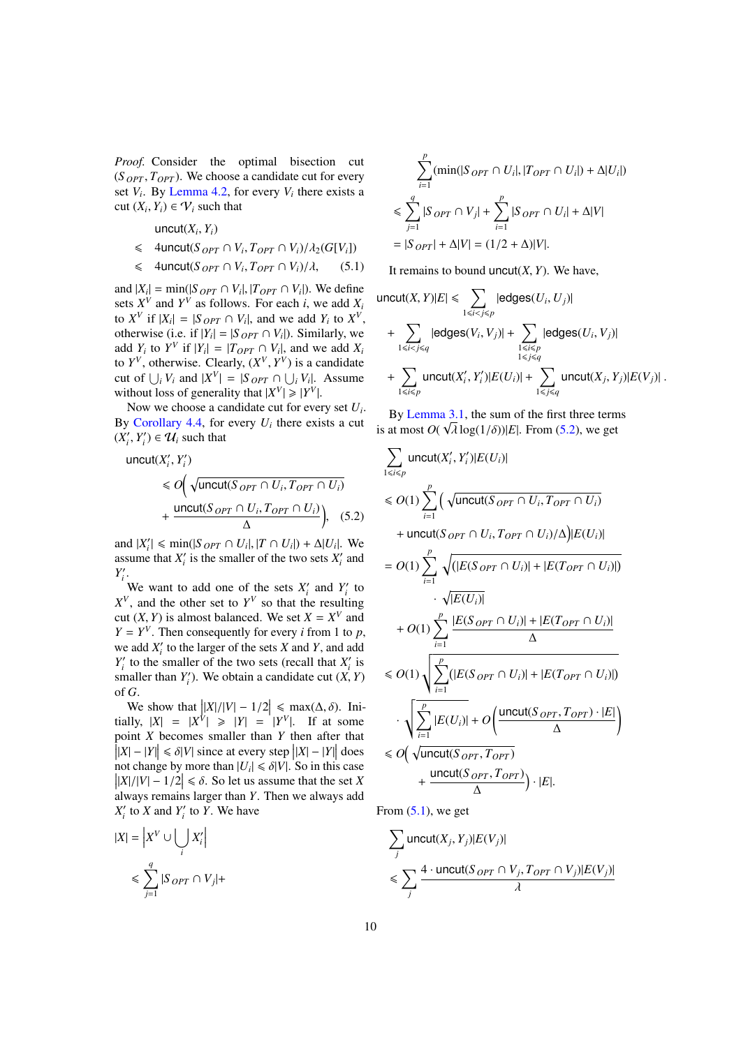*Proof.* Consider the optimal bisection cut $(S_{OPT}, T_{OPT})$. We choose a candidate cut for every set $V_i$. By Lemma 4.2, for every $V_i$ there exists a cut $(X_i, Y_i) \in \mathcal{V}_i$ such that

$$
\begin{aligned}
&\mathsf{uncut}(X_i, Y_i) \\
&\leqslant 4\mathsf{uncut}(S_{OPT} \cap V_i, T_{OPT} \cap V_i)/\lambda_2(G[V_i]) \\
&\leqslant 4\mathsf{uncut}(S_{OPT} \cap V_i, T_{OPT} \cap V_i)/\lambda, \qquad (5.1)
\end{aligned}
$$

and $|X_i| = \min(|S_{OPT} \cap V_i|, |T_{OPT} \cap V_i|)$. We define sets $X^V$ and $Y^V$ as follows. For each $i$, we add $X_i$ to $X^V$ if $|X_i| = |S_{OPT} \cap V_i|$, and we add $Y_i$ to $X^V$, otherwise (i.e. if $|Y_i| = |S_{OPT} \cap V_i|$). Similarly, we add $Y_i$ to $Y^V$ if $|Y_i| = |T_{OPT} \cap V_i|$, and we add $X_i$ to $Y^V$, otherwise. Clearly, $(X^V, Y^V)$ is a candidate cut of $\bigcup_i V_i$ and $|X^V| = |S_{OPT} \cap \bigcup_i V_i|$. Assume without loss of generality that $|X^V| \geqslant |Y^V|$.

Now we choose a candidate cut for every set $U_i$. By Corollary 4.4, for every $U_i$ there exists a cut $(X'_i, Y'_i) \in \mathcal{U}_i$ such that

$$
\begin{aligned}
&\mathsf{uncut}(X'_i, Y'_i) \\
&\leqslant O\Big(\sqrt{\mathsf{uncut}(S_{OPT} \cap U_i, T_{OPT} \cap U_i)} \\
&\quad + \frac{\mathsf{uncut}(S_{OPT} \cap U_i, T_{OPT} \cap U_i)}{\Delta}\Big), \qquad (5.2)
\end{aligned}
$$

and $|X'_i| \leqslant \min(|S_{OPT} \cap U_i|, |T \cap U_i|) + \Delta|U_i|$. We assume that $X'_i$ is the smaller of the two sets $X'_i$ and $Y'_i$.

We want to add one of the sets $X'_i$ and $Y'_i$ to $X^V$, and the other set to $Y^V$ so that the resulting cut $(X, Y)$ is almost balanced. We set $X = X^V$ and $Y = Y^V$. Then consequently for every $i$ from 1 to $p$, we add $X'_i$ to the larger of the sets $X$ and $Y$, and add $Y'_i$ to the smaller of the two sets (recall that $X'_i$ is smaller than $Y'_i$). We obtain a candidate cut $(X, Y)$ of $G$.

We show that $\big||X|/|V| - 1/2\big| \leqslant \max(\Delta, \delta)$. Initially, $|X| = |X^V| \geqslant |Y| = |Y^V|$. If at some point $X$ becomes smaller than $Y$ then after that $\big||X| - |Y|\big| \leqslant \delta|V|$ since at every step $\big||X| - |Y|\big|$ does not change by more than $|U_i| \leqslant \delta|V|$. So in this case $\big||X|/|V| - 1/2\big| \leqslant \delta$. So let us assume that the set $X$ always remains larger than $Y$. Then we always add $X'_i$ to $X$ and $Y'_i$ to $Y$. We have

$$
\begin{aligned}
|X| &= \Big|X^V \cup \bigcup_i X'_i\Big| \\
&\leqslant \sum_{j=1}^{q} |S_{OPT} \cap V_j| + \\
&\quad \sum_{i=1}^{p} (\min(|S_{OPT} \cap U_i|, |T_{OPT} \cap U_i|) + \Delta|U_i|) \\
&\leqslant \sum_{j=1}^{q} |S_{OPT} \cap V_j| + \sum_{i=1}^{p} |S_{OPT} \cap U_i| + \Delta|V| \\
&= |S_{OPT}| + \Delta|V| = (1/2 + \Delta)|V|.
\end{aligned}
$$

It remains to bound $\mathsf{uncut}(X, Y)$. We have,

$$
\begin{aligned}
\mathsf{uncut}(X, Y)|E| &\leqslant \sum_{1 \leqslant i < j \leqslant p} |\mathsf{edges}(U_i, U_j)| \\
&+ \sum_{1 \leqslant i < j \leqslant q} |\mathsf{edges}(V_i, V_j)| + \sum_{\substack{1 \leqslant i \leqslant p \\ 1 \leqslant j \leqslant q}} |\mathsf{edges}(U_i, V_j)| \\
&+ \sum_{1 \leqslant i \leqslant p} \mathsf{uncut}(X'_i, Y'_i)|E(U_i)| + \sum_{1 \leqslant j \leqslant q} \mathsf{uncut}(X_j, Y_j)|E(V_j)| \,.
\end{aligned}
$$

By Lemma 3.1, the sum of the first three terms is at most $O(\sqrt{\lambda}\log(1/\delta))|E|$. From (5.2), we get

$$
\begin{aligned}
&\sum_{1 \leqslant i \leqslant p} \mathsf{uncut}(X'_i, Y'_i)|E(U_i)| \\
&\leqslant O(1) \sum_{i=1}^{p} \Big(\sqrt{\mathsf{uncut}(S_{OPT} \cap U_i, T_{OPT} \cap U_i)} \\
&\quad + \mathsf{uncut}(S_{OPT} \cap U_i, T_{OPT} \cap U_i)/\Delta\Big)|E(U_i)| \\
&= O(1) \sum_{i=1}^{p} \sqrt{(|E(S_{OPT} \cap U_i)| + |E(T_{OPT} \cap U_i)|)} \\
&\quad \cdot \sqrt{|E(U_i)|} \\
&\quad + O(1) \sum_{i=1}^{p} \frac{|E(S_{OPT} \cap U_i)| + |E(T_{OPT} \cap U_i)|}{\Delta} \\
&\leqslant O(1) \sqrt{\sum_{i=1}^{p} (|E(S_{OPT} \cap U_i)| + |E(T_{OPT} \cap U_i)|)} \\
&\quad \cdot \sqrt{\sum_{i=1}^{p} |E(U_i)|} + O\Big(\frac{\mathsf{uncut}(S_{OPT}, T_{OPT}) \cdot |E|}{\Delta}\Big) \\
&\leqslant O\Big(\sqrt{\mathsf{uncut}(S_{OPT}, T_{OPT})} \\
&\quad + \frac{\mathsf{uncut}(S_{OPT}, T_{OPT})}{\Delta}\Big) \cdot |E|.
\end{aligned}
$$

From (5.1), we get

$$
\begin{aligned}
&\sum_{j} \mathsf{uncut}(X_j, Y_j)|E(V_j)| \\
&\leqslant \sum_{j} \frac{4 \cdot \mathsf{uncut}(S_{OPT} \cap V_j, T_{OPT} \cap V_j)|E(V_j)|}{\lambda}
\end{aligned}
$$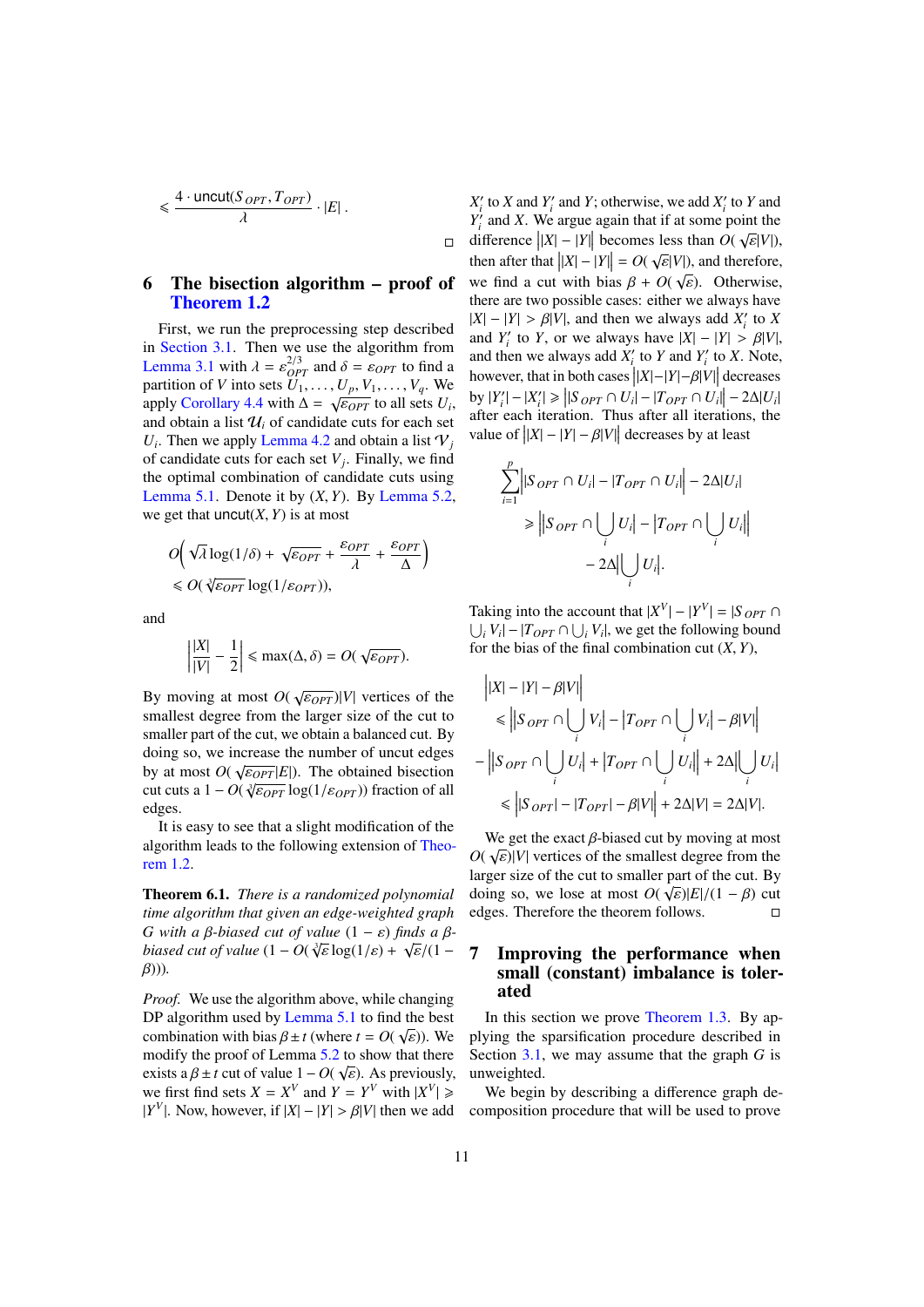$$\leqslant \frac{4 \cdot \mathsf{uncut}(S_{OPT}, T_{OPT})}{\lambda} \cdot |E| .$$

□

## 6 The bisection algorithm – proof of Theorem 1.2

First, we run the preprocessing step described in Section 3.1. Then we use the algorithm from Lemma 3.1 with $\lambda = \varepsilon_{OPT}^{2/3}$ and $\delta = \varepsilon_{OPT}$ to find a partition of $V$ into sets $U_1, \dots, U_p, V_1, \dots, V_q$. We apply Corollary 4.4 with $\Delta = \sqrt{\varepsilon_{OPT}}$ to all sets $U_i$, and obtain a list $\mathcal{U}_i$ of candidate cuts for each set $U_i$. Then we apply Lemma 4.2 and obtain a list $\mathcal{V}_j$ of candidate cuts for each set $V_j$. Finally, we find the optimal combination of candidate cuts using Lemma 5.1. Denote it by $(X, Y)$. By Lemma 5.2, we get that $\mathsf{uncut}(X, Y)$ is at most

$$O\left( \sqrt{\lambda} \log(1/\delta) + \sqrt{\varepsilon_{OPT}} + \frac{\varepsilon_{OPT}}{\lambda} + \frac{\varepsilon_{OPT}}{\Delta} \right) \leqslant O(\sqrt[3]{\varepsilon_{OPT}} \log(1/\varepsilon_{OPT})),$$

and

$$\left| \frac{|X|}{|V|} - \frac{1}{2} \right| \leqslant \max(\Delta, \delta) = O(\sqrt{\varepsilon_{OPT}}).$$

By moving at most $O(\sqrt{\varepsilon_{OPT}})|V|$ vertices of the smallest degree from the larger size of the cut to smaller part of the cut, we obtain a balanced cut. By doing so, we increase the number of uncut edges by at most $O(\sqrt{\varepsilon_{OPT}}|E|)$. The obtained bisection cut cuts a $1 - O(\sqrt[3]{\varepsilon_{OPT}} \log(1/\varepsilon_{OPT}))$ fraction of all edges.

It is easy to see that a slight modification of the algorithm leads to the following extension of Theorem 1.2.

**Theorem 6.1.** *There is a randomized polynomial time algorithm that given an edge-weighted graph $G$ with a $\beta$-biased cut of value $(1 - \varepsilon)$ finds a $\beta$-biased cut of value $(1 - O(\sqrt[3]{\varepsilon} \log(1/\varepsilon) + \sqrt{\varepsilon}/(1 - \beta)))$.*

*Proof.* We use the algorithm above, while changing DP algorithm used by Lemma 5.1 to find the best combination with bias $\beta \pm t$ (where $t = O(\sqrt{\varepsilon})$). We modify the proof of Lemma 5.2 to show that there exists a $\beta \pm t$ cut of value $1 - O(\sqrt{\varepsilon})$. As previously, we first find sets $X = X^V$ and $Y = Y^V$ with $|X^V| \geqslant |Y^V|$. Now, however, if $|X| - |Y| > \beta|V|$ then we add $X'_i$ to $X$ and $Y'_i$ and $Y$; otherwise, we add $X'_i$ to $Y$ and $Y'_i$ and $X$. We argue again that if at some point the difference $\big||X| - |Y|\big|$ becomes less than $O(\sqrt{\varepsilon}|V|)$, then after that $\big||X| - |Y|\big| = O(\sqrt{\varepsilon}|V|)$, and therefore, we find a cut with bias $\beta + O(\sqrt{\varepsilon})$. Otherwise, there are two possible cases: either we always have $|X| - |Y| > \beta|V|$, and then we always add $X'_i$ to $X$ and $Y'_i$ to $Y$, or we always have $|X| - |Y| > \beta|V|$, and then we always add $X'_i$ to $Y$ and $Y'_i$ to $X$. Note, however, that in both cases $\big||X| - |Y| - \beta|V|\big|$ decreases by $|Y'_i| - |X'_i| \geqslant \big||S_{OPT} \cap U_i| - |T_{OPT} \cap U_i|\big| - 2\Delta|U_i|$ after each iteration. Thus after all iterations, the value of $\big||X| - |Y| - \beta|V|\big|$ decreases by at least

$$\sum_{i=1}^{p} \big||S_{OPT} \cap U_i| - |T_{OPT} \cap U_i|\big| - 2\Delta|U_i| \geqslant \Big||S_{OPT} \cap \bigcup_i U_i| - |T_{OPT} \cap \bigcup_i U_i|\Big| - 2\Delta\Big|\bigcup_i U_i\Big|.$$

Taking into the account that $|X^V| - |Y^V| = |S_{OPT} \cap \bigcup_i V_i| - |T_{OPT} \cap \bigcup_i V_i|$, we get the following bound for the bias of the final combination cut $(X, Y)$,

$$\begin{aligned}
&\big||X| - |Y| - \beta|V|\big| \\
&\leqslant \Big||S_{OPT} \cap \bigcup_i V_i| - |T_{OPT} \cap \bigcup_i V_i| - \beta|V|\Big| \\
&- \Big||S_{OPT} \cap \bigcup_i U_i| + |T_{OPT} \cap \bigcup_i U_i|\Big| + 2\Delta\Big|\bigcup_i U_i\Big| \\
&\leqslant \big||S_{OPT}| - |T_{OPT}| - \beta|V|\big| + 2\Delta|V| = 2\Delta|V|.
\end{aligned}$$

We get the exact $\beta$-biased cut by moving at most $O(\sqrt{\varepsilon})|V|$ vertices of the smallest degree from the larger size of the cut to smaller part of the cut. By doing so, we lose at most $O(\sqrt{\varepsilon})|E|/(1 - \beta)$ cut edges. Therefore the theorem follows. □

## 7 Improving the performance when small (constant) imbalance is tolerated

In this section we prove Theorem 1.3. By applying the sparsification procedure described in Section 3.1, we may assume that the graph $G$ is unweighted.

We begin by describing a difference graph decomposition procedure that will be used to prove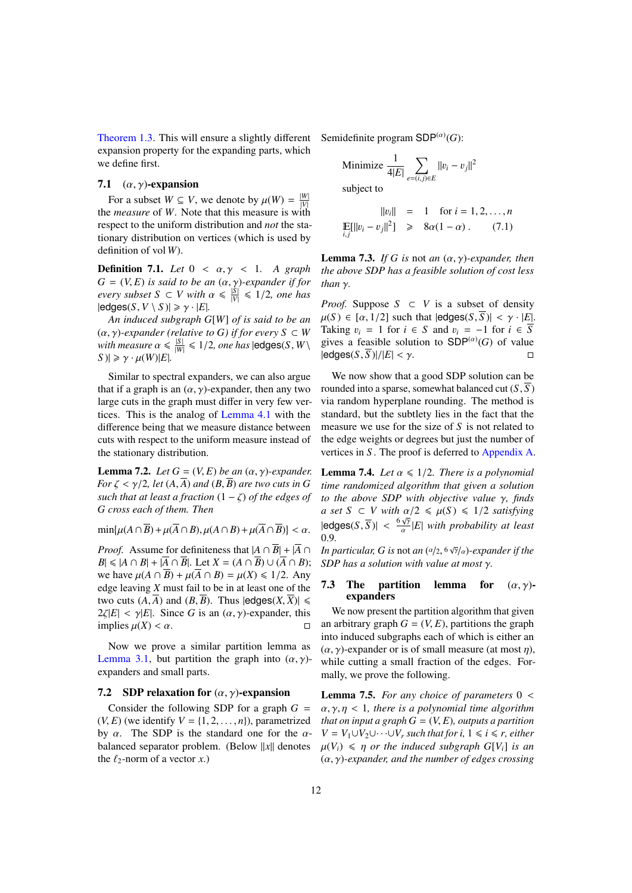Theorem 1.3. This will ensure a slightly different expansion property for the expanding parts, which we define first.

### 7.1 $(\alpha, \gamma)$-expansion

For a subset $W \subseteq V$, we denote by $\mu(W) = \frac{|W|}{|V|}$ the *measure* of $W$. Note that this measure is with respect to the uniform distribution and *not* the stationary distribution on vertices (which is used by definition of vol $W$).

**Definition 7.1.** *Let $0 < \alpha, \gamma < 1$. A graph $G = (V, E)$ is said to be an $(\alpha, \gamma)$-expander if for every subset $S \subset V$ with $\alpha \leqslant \frac{|S|}{|V|} \leqslant 1/2$, one has $|\mathsf{edges}(S, V \setminus S)| \geqslant \gamma \cdot |E|$.*

*An induced subgraph $G[W]$ of is said to be an $(\alpha, \gamma)$-expander (relative to $G$) if for every $S \subset W$ with measure $\alpha \leqslant \frac{|S|}{|W|} \leqslant 1/2$, one has $|\mathsf{edges}(S, W \setminus S)| \geqslant \gamma \cdot \mu(W)|E|$.*

Similar to spectral expanders, we can also argue that if a graph is an $(\alpha, \gamma)$-expander, then any two large cuts in the graph must differ in very few vertices. This is the analog of Lemma 4.1 with the difference being that we measure distance between cuts with respect to the uniform measure instead of the stationary distribution.

**Lemma 7.2.** *Let $G = (V, E)$ be an $(\alpha, \gamma)$-expander. For $\zeta < \gamma/2$, let $(A, \overline{A})$ and $(B, \overline{B})$ are two cuts in $G$ such that at least a fraction $(1 - \zeta)$ of the edges of $G$ cross each of them. Then*

$$\min\{\mu(A \cap \overline{B}) + \mu(\overline{A} \cap B), \mu(A \cap B) + \mu(\overline{A} \cap \overline{B})\} < \alpha.$$

*Proof.* Assume for definiteness that $|A \cap \overline{B}| + |\overline{A} \cap B| \leqslant |A \cap B| + |\overline{A} \cap \overline{B}|$. Let $X = (A \cap \overline{B}) \cup (\overline{A} \cap B)$; we have $\mu(A \cap \overline{B}) + \mu(\overline{A} \cap B) = \mu(X) \leqslant 1/2$. Any edge leaving $X$ must fail to be in at least one of the two cuts $(A, \overline{A})$ and $(B, \overline{B})$. Thus $|\mathsf{edges}(X, \overline{X})| \leqslant 2\zeta|E| < \gamma|E|$. Since $G$ is an $(\alpha, \gamma)$-expander, this implies $\mu(X) < \alpha$. □

Now we prove a similar partition lemma as Lemma 3.1, but partition the graph into $(\alpha, \gamma)$-expanders and small parts.

### 7.2 SDP relaxation for $(\alpha, \gamma)$-expansion

Consider the following SDP for a graph $G = (V, E)$ (we identify $V = \{1, 2, \ldots, n\}$), parametrized by $\alpha$. The SDP is the standard one for the $\alpha$-balanced separator problem. (Below $\|x\|$ denotes the $\ell_2$-norm of a vector $x$.)

Semidefinite program $\mathsf{SDP}^{(\alpha)}(G)$:

$$\text{Minimize } \frac{1}{4|E|} \sum_{e=(i,j) \in E} \|v_i - v_j\|^2$$

subject to

$$\begin{aligned} \|v_i\| &= 1 \quad \text{for } i = 1, 2, \ldots, n \\ \mathop{\mathbb{E}}_{i,j}[\|v_i - v_j\|^2] &\geqslant 8\alpha(1 - \alpha) . \end{aligned} \qquad (7.1)$$

**Lemma 7.3.** *If $G$ is* not *an $(\alpha, \gamma)$-expander, then the above SDP has a feasible solution of cost less than $\gamma$.*

*Proof.* Suppose $S \subset V$ is a subset of density $\mu(S) \in [\alpha, 1/2]$ such that $|\mathsf{edges}(S, \overline{S})| < \gamma \cdot |E|$. Taking $v_i = 1$ for $i \in S$ and $v_i = -1$ for $i \in \overline{S}$ gives a feasible solution to $\mathsf{SDP}^{(\alpha)}(G)$ of value $|\mathsf{edges}(S, \overline{S})|/|E| < \gamma$. □

We now show that a good SDP solution can be rounded into a sparse, somewhat balanced cut $(S, \overline{S})$ via random hyperplane rounding. The method is standard, but the subtlety lies in the fact that the measure we use for the size of $S$ is not related to the edge weights or degrees but just the number of vertices in $S$. The proof is deferred to Appendix A.

**Lemma 7.4.** *Let $\alpha \leqslant 1/2$. There is a polynomial time randomized algorithm that given a solution to the above SDP with objective value $\gamma$, finds a set $S \subset V$ with $\alpha/2 \leqslant \mu(S) \leqslant 1/2$ satisfying $|\mathsf{edges}(S, \overline{S})| < \frac{6\sqrt{\gamma}}{\alpha}|E|$ with probability at least 0.9.*
*In particular, $G$ is* not *an $(\alpha/2, 6\sqrt{\gamma}/\alpha)$-expander if the SDP has a solution with value at most $\gamma$.*

### 7.3 The partition lemma for $(\alpha, \gamma)$-expanders

We now present the partition algorithm that given an arbitrary graph $G = (V, E)$, partitions the graph into induced subgraphs each of which is either an $(\alpha, \gamma)$-expander or is of small measure (at most $\eta$), while cutting a small fraction of the edges. Formally, we prove the following.

**Lemma 7.5.** *For any choice of parameters $0 < \alpha, \gamma, \eta < 1$, there is a polynomial time algorithm that on input a graph $G = (V, E)$, outputs a partition $V = V_1 \cup V_2 \cup \cdots \cup V_r$ such that for $i$, $1 \leqslant i \leqslant r$, either $\mu(V_i) \leqslant \eta$ or the induced subgraph $G[V_i]$ is an $(\alpha, \gamma)$-expander, and the number of edges crossing*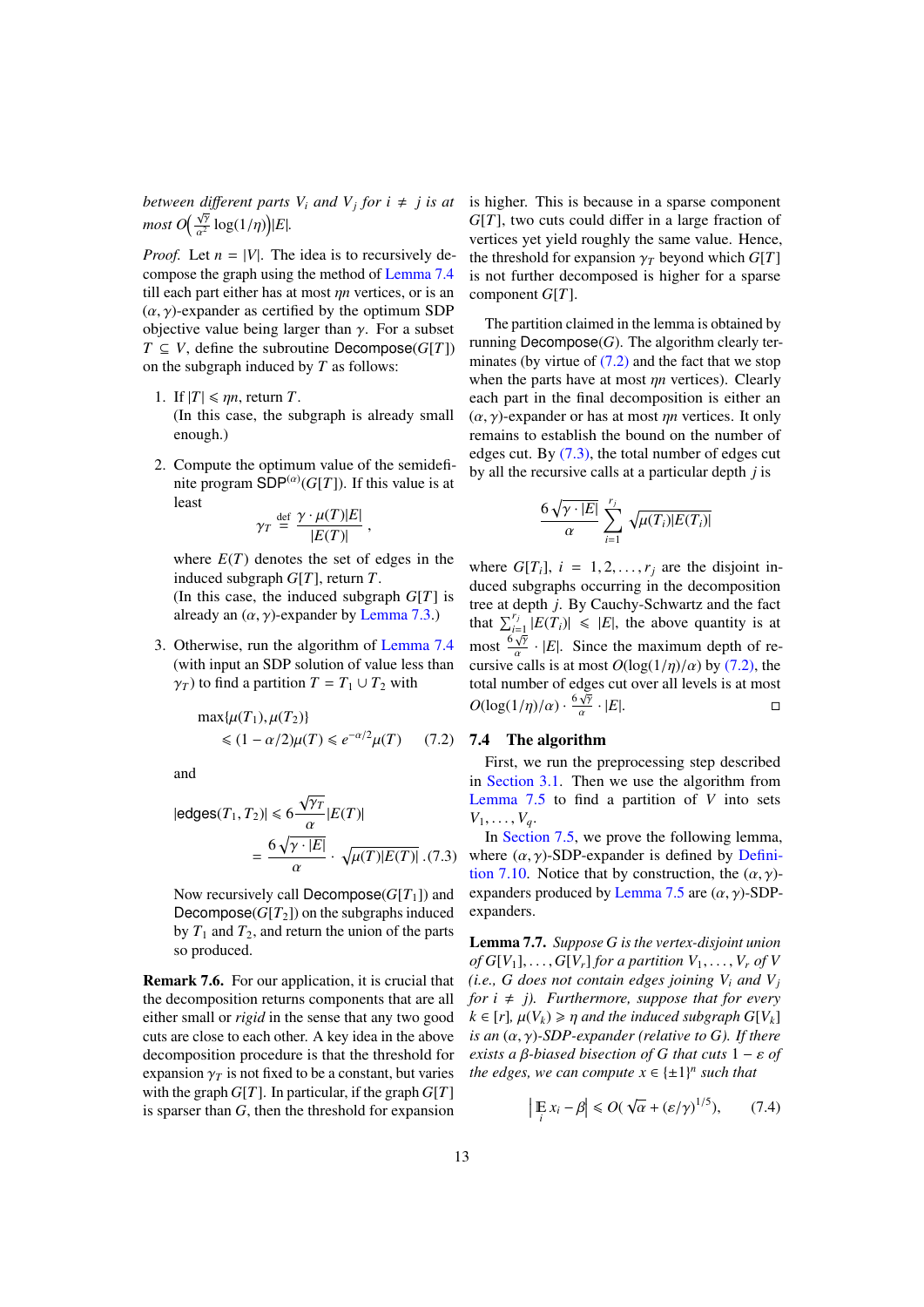*between different parts $V_i$ and $V_j$ for $i \neq j$ is at most $O\Big(\frac{\sqrt{\gamma}}{\alpha^2}\log(1/\eta)\Big)|E|$.*

*Proof.* Let $n = |V|$. The idea is to recursively decompose the graph using the method of Lemma 7.4 till each part either has at most $\eta n$ vertices, or is an $(\alpha, \gamma)$-expander as certified by the optimum SDP objective value being larger than $\gamma$. For a subset $T \subseteq V$, define the subroutine $\mathsf{Decompose}(G[T])$ on the subgraph induced by $T$ as follows:

1. If $|T| \leqslant \eta n$, return $T$.
   (In this case, the subgraph is already small enough.)

2. Compute the optimum value of the semidefinite program $\mathsf{SDP}^{(\alpha)}(G[T])$. If this value is at least
   $$\gamma_T \stackrel{\text{def}}{=} \frac{\gamma \cdot \mu(T)|E|}{|E(T)|}\,,$$
   where $E(T)$ denotes the set of edges in the induced subgraph $G[T]$, return $T$.
   (In this case, the induced subgraph $G[T]$ is already an $(\alpha, \gamma)$-expander by Lemma 7.3.)

3. Otherwise, run the algorithm of Lemma 7.4 (with input an SDP solution of value less than $\gamma_T$) to find a partition $T = T_1 \cup T_2$ with
   $$\max\{\mu(T_1), \mu(T_2)\} \leqslant (1-\alpha/2)\mu(T) \leqslant e^{-\alpha/2}\mu(T) \qquad (7.2)$$
   and
   $$|\mathsf{edges}(T_1, T_2)| \leqslant 6\frac{\sqrt{\gamma_T}}{\alpha}|E(T)| = \frac{6\sqrt{\gamma \cdot |E|}}{\alpha} \cdot \sqrt{\mu(T)|E(T)|}\,. \qquad (7.3)$$
   Now recursively call $\mathsf{Decompose}(G[T_1])$ and $\mathsf{Decompose}(G[T_2])$ on the subgraphs induced by $T_1$ and $T_2$, and return the union of the parts so produced.

**Remark 7.6.** For our application, it is crucial that the decomposition returns components that are all either small or *rigid* in the sense that any two good cuts are close to each other. A key idea in the above decomposition procedure is that the threshold for expansion $\gamma_T$ is not fixed to be a constant, but varies with the graph $G[T]$. In particular, if the graph $G[T]$ is sparser than $G$, then the threshold for expansion is higher. This is because in a sparse component $G[T]$, two cuts could differ in a large fraction of vertices yet yield roughly the same value. Hence, the threshold for expansion $\gamma_T$ beyond which $G[T]$ is not further decomposed is higher for a sparse component $G[T]$.

The partition claimed in the lemma is obtained by running $\mathsf{Decompose}(G)$. The algorithm clearly terminates (by virtue of (7.2) and the fact that we stop when the parts have at most $\eta n$ vertices). Clearly each part in the final decomposition is either an $(\alpha, \gamma)$-expander or has at most $\eta n$ vertices. It only remains to establish the bound on the number of edges cut. By (7.3), the total number of edges cut by all the recursive calls at a particular depth $j$ is

$$\frac{6\sqrt{\gamma \cdot |E|}}{\alpha}\sum_{i=1}^{r_j}\sqrt{\mu(T_i)|E(T_i)|}$$

where $G[T_i]$, $i = 1, 2, \ldots, r_j$ are the disjoint induced subgraphs occurring in the decomposition tree at depth $j$. By Cauchy-Schwartz and the fact that $\sum_{i=1}^{r_j}|E(T_i)| \leqslant |E|$, the above quantity is at most $\frac{6\sqrt{\gamma}}{\alpha} \cdot |E|$. Since the maximum depth of recursive calls is at most $O(\log(1/\eta)/\alpha)$ by (7.2), the total number of edges cut over all levels is at most $O(\log(1/\eta)/\alpha) \cdot \frac{6\sqrt{\gamma}}{\alpha} \cdot |E|$. $\square$

## 7.4 The algorithm

First, we run the preprocessing step described in Section 3.1. Then we use the algorithm from Lemma 7.5 to find a partition of $V$ into sets $V_1, \ldots, V_q$.

In Section 7.5, we prove the following lemma, where $(\alpha, \gamma)$-SDP-expander is defined by Definition 7.10. Notice that by construction, the $(\alpha, \gamma)$-expanders produced by Lemma 7.5 are $(\alpha, \gamma)$-SDP-expanders.

**Lemma 7.7.** *Suppose $G$ is the vertex-disjoint union of $G[V_1], \ldots, G[V_r]$ for a partition $V_1, \ldots, V_r$ of $V$ (i.e., $G$ does not contain edges joining $V_i$ and $V_j$ for $i \neq j$). Furthermore, suppose that for every $k \in [r]$, $\mu(V_k) \geqslant \eta$ and the induced subgraph $G[V_k]$ is an $(\alpha, \gamma)$-SDP-expander (relative to $G$). If there exists a $\beta$-biased bisection of $G$ that cuts $1 - \varepsilon$ of the edges, we can compute $x \in \{\pm 1\}^n$ such that*

$$\Big|\mathop{\mathbb{E}}_i x_i - \beta\Big| \leqslant O(\sqrt{\alpha} + (\varepsilon/\gamma)^{1/5}), \qquad (7.4)$$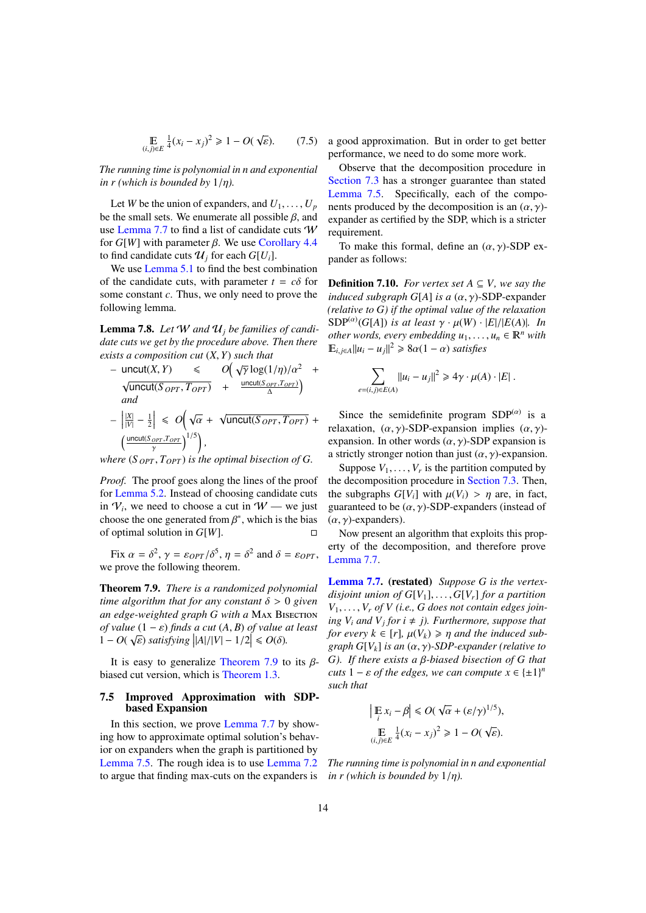$$\mathop{\mathbb{E}}_{(i,j)\in E} \tfrac{1}{4}(x_i - x_j)^2 \geqslant 1 - O(\sqrt{\varepsilon}). \qquad (7.5)$$

*The running time is polynomial in n and exponential in r (which is bounded by $1/\eta$).*

Let $W$ be the union of expanders, and $U_1, \ldots, U_p$ be the small sets. We enumerate all possible $\beta$, and use Lemma 7.7 to find a list of candidate cuts $\mathcal{W}$ for $G[W]$ with parameter $\beta$. We use Corollary 4.4 to find candidate cuts $\mathcal{U}_j$ for each $G[U_i]$.

We use Lemma 5.1 to find the best combination of the candidate cuts, with parameter $t = c\delta$ for some constant $c$. Thus, we only need to prove the following lemma.

**Lemma 7.8.** *Let $\mathcal{W}$ and $\mathcal{U}_j$ be families of candidate cuts we get by the procedure above. Then there exists a composition cut $(X, Y)$ such that*

- $\mathsf{uncut}(X, Y) \leqslant O\Big(\sqrt{\gamma}\log(1/\eta)/\alpha^2 + \sqrt{\mathsf{uncut}(S_{OPT}, T_{OPT})} + \frac{\mathsf{uncut}(S_{OPT}, T_{OPT})}{\Delta}\Big)$ *and*
- $\Big|\frac{|X|}{|V|} - \frac{1}{2}\Big| \leqslant O\Big(\sqrt{\alpha} + \sqrt{\mathsf{uncut}(S_{OPT}, T_{OPT})} + \Big(\frac{\mathsf{uncut}(S_{OPT}, T_{OPT})}{\gamma}\Big)^{1/5}\Big)$,

*where $(S_{OPT}, T_{OPT})$ is the optimal bisection of G.*

*Proof.* The proof goes along the lines of the proof for Lemma 5.2. Instead of choosing candidate cuts in $\mathcal{V}_i$, we need to choose a cut in $\mathcal{W}$ — we just choose the one generated from $\beta^*$, which is the bias of optimal solution in $G[W]$. □

Fix $\alpha = \delta^2$, $\gamma = \varepsilon_{OPT}/\delta^5$, $\eta = \delta^2$ and $\delta = \varepsilon_{OPT}$, we prove the following theorem.

**Theorem 7.9.** *There is a randomized polynomial time algorithm that for any constant $\delta > 0$ given an edge-weighted graph G with a* Max Bisection *of value $(1-\varepsilon)$ finds a cut $(A, B)$ of value at least $1 - O(\sqrt{\varepsilon})$ satisfying $\big||A|/|V| - 1/2\big| \leqslant O(\delta)$.*

It is easy to generalize Theorem 7.9 to its $\beta$-biased cut version, which is Theorem 1.3.

## 7.5 Improved Approximation with SDP-based Expansion

In this section, we prove Lemma 7.7 by showing how to approximate optimal solution's behavior on expanders when the graph is partitioned by Lemma 7.5. The rough idea is to use Lemma 7.2 to argue that finding max-cuts on the expanders is a good approximation. But in order to get better performance, we need to do some more work.

Observe that the decomposition procedure in Section 7.3 has a stronger guarantee than stated Lemma 7.5. Specifically, each of the components produced by the decomposition is an $(\alpha, \gamma)$-expander as certified by the SDP, which is a stricter requirement.

To make this formal, define an $(\alpha, \gamma)$-SDP expander as follows:

**Definition 7.10.** *For vertex set $A \subseteq V$, we say the induced subgraph $G[A]$ is a $(\alpha, \gamma)$-SDP-expander (relative to G) if the optimal value of the relaxation $\mathrm{SDP}^{(\alpha)}(G[A])$ is at least $\gamma \cdot \mu(W) \cdot |E|/|E(A)|$. In other words, every embedding $u_1, \ldots, u_n \in \mathbb{R}^n$ with $\mathbb{E}_{i,j\in A}\|u_i - u_j\|^2 \geqslant 8\alpha(1-\alpha)$ satisfies*

$$\sum_{e=(i,j)\in E(A)} \|u_i - u_j\|^2 \geqslant 4\gamma \cdot \mu(A) \cdot |E| \,.$$

Since the semidefinite program $\mathrm{SDP}^{(\alpha)}$ is a relaxation, $(\alpha, \gamma)$-SDP-expansion implies $(\alpha, \gamma)$-expansion. In other words $(\alpha, \gamma)$-SDP expansion is a strictly stronger notion than just $(\alpha, \gamma)$-expansion.

Suppose $V_1, \ldots, V_r$ is the partition computed by the decomposition procedure in Section 7.3. Then, the subgraphs $G[V_i]$ with $\mu(V_i) > \eta$ are, in fact, guaranteed to be $(\alpha, \gamma)$-SDP-expanders (instead of $(\alpha, \gamma)$-expanders).

Now present an algorithm that exploits this property of the decomposition, and therefore prove Lemma 7.7.

**Lemma 7.7. (restated)** *Suppose G is the vertex-disjoint union of $G[V_1], \ldots, G[V_r]$ for a partition $V_1, \ldots, V_r$ of V (i.e., G does not contain edges joining $V_i$ and $V_j$ for $i \neq j$). Furthermore, suppose that for every $k \in [r]$, $\mu(V_k) \geqslant \eta$ and the induced subgraph $G[V_k]$ is an $(\alpha, \gamma)$-SDP-expander (relative to G). If there exists a $\beta$-biased bisection of G that cuts $1 - \varepsilon$ of the edges, we can compute $x \in \{\pm 1\}^n$ such that*

$$\Big|\mathop{\mathbb{E}}_i x_i - \beta\Big| \leqslant O(\sqrt{\alpha} + (\varepsilon/\gamma)^{1/5}),$$

$$\mathop{\mathbb{E}}_{(i,j)\in E} \tfrac{1}{4}(x_i - x_j)^2 \geqslant 1 - O(\sqrt{\varepsilon}).$$

*The running time is polynomial in n and exponential in r (which is bounded by $1/\eta$).*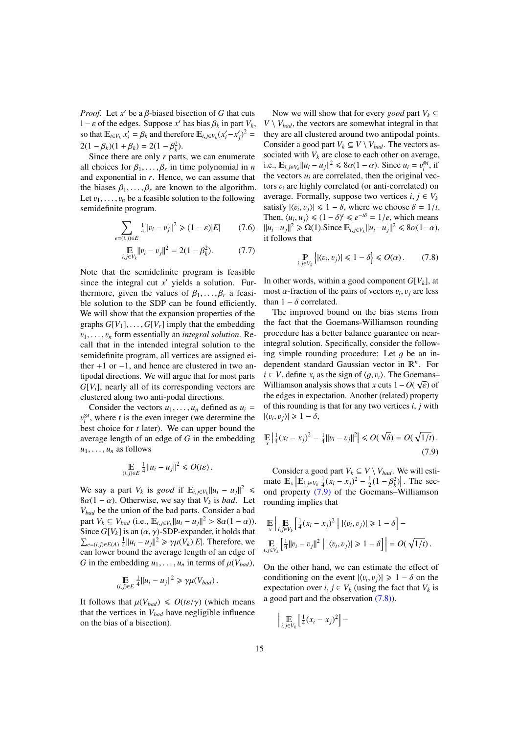*Proof.* Let $x'$ be a $\beta$-biased bisection of $G$ that cuts $1-\varepsilon$ of the edges. Suppose $x'$ has bias $\beta_k$ in part $V_k$, so that $\mathbb{E}_{i \in V_k} x'_i = \beta_k$ and therefore $\mathbb{E}_{i,j \in V_k}(x'_i - x'_j)^2 = 2(1-\beta_k)(1+\beta_k) = 2(1-\beta_k^2)$.

Since there are only $r$ parts, we can enumerate all choices for $\beta_1, \ldots, \beta_r$ in time polynomial in $n$ and exponential in $r$. Hence, we can assume that the biases $\beta_1, \ldots, \beta_r$ are known to the algorithm. Let $v_1, \ldots, v_n$ be a feasible solution to the following semidefinite program.

$$\sum_{e=(i,j) \in E} \tfrac{1}{4}\|v_i - v_j\|^2 \geqslant (1-\varepsilon)|E| \tag{7.6}$$

$$\mathop{\mathbb{E}}_{i,j \in V_k} \|v_i - v_j\|^2 = 2(1-\beta_k^2). \tag{7.7}$$

Note that the semidefinite program is feasible since the integral cut $x'$ yields a solution. Furthermore, given the values of $\beta_1, \ldots, \beta_r$ a feasible solution to the SDP can be found efficiently. We will show that the expansion properties of the graphs $G[V_1], \ldots, G[V_r]$ imply that the embedding $v_1, \ldots, v_n$ form essentially an *integral solution*. Recall that in the intended integral solution to the semidefinite program, all vertices are assigned either $+1$ or $-1$, and hence are clustered in two antipodal directions. We will argue that for most parts $G[V_i]$, nearly all of its corresponding vectors are clustered along two anti-podal directions.

Consider the vectors $u_1, \ldots, u_n$ defined as $u_i = v_i^{\otimes t}$, where $t$ is the even integer (we determine the best choice for $t$ later). We can upper bound the average length of an edge of $G$ in the embedding $u_1, \ldots, u_n$ as follows

$$\mathop{\mathbb{E}}_{(i,j) \in E} \tfrac{1}{4}\|u_i - u_j\|^2 \leqslant O(t\varepsilon).$$

We say a part $V_k$ is *good* if $\mathbb{E}_{i,j \in V_k}\|u_i - u_j\|^2 \leqslant 8\alpha(1-\alpha)$. Otherwise, we say that $V_k$ is *bad*. Let $V_{bad}$ be the union of the bad parts. Consider a bad part $V_k \subseteq V_{bad}$ (i.e., $\mathbb{E}_{i,j \in V_k}\|u_i - u_j\|^2 > 8\alpha(1-\alpha)$). Since $G[V_k]$ is an $(\alpha, \gamma)$-SDP-expander, it holds that $\sum_{e=(i,j) \in E(A)} \frac{1}{4}\|u_i - u_j\|^2 \geqslant \gamma\mu(V_k)|E|$. Therefore, we can lower bound the average length of an edge of $G$ in the embedding $u_1, \ldots, u_n$ in terms of $\mu(V_{bad})$,

$$\mathop{\mathbb{E}}_{(i,j) \in E} \tfrac{1}{4}\|u_i - u_j\|^2 \geqslant \gamma\mu(V_{bad}).$$

It follows that $\mu(V_{bad}) \leqslant O(t\varepsilon/\gamma)$ (which means that the vertices in $V_{bad}$ have negligible influence on the bias of a bisection).

Now we will show that for every *good* part $V_k \subseteq V \setminus V_{bad}$, the vectors are somewhat integral in that they are all clustered around two antipodal points. Consider a good part $V_k \subseteq V \setminus V_{bad}$. The vectors associated with $V_k$ are close to each other on average, i.e., $\mathbb{E}_{i,j \in V_k}\|u_i - u_j\|^2 \leqslant 8\alpha(1-\alpha)$. Since $u_i = v_i^{\otimes t}$, if the vectors $u_i$ are correlated, then the original vectors $v_i$ are highly correlated (or anti-correlated) on average. Formally, suppose two vertices $i, j \in V_k$ satisfy $|\langle v_i, v_j\rangle| \leqslant 1-\delta$, where we choose $\delta = 1/t$. Then, $\langle u_i, u_j\rangle \leqslant (1-\delta)^t \leqslant e^{-t\delta} = 1/e$, which means $\|u_i - u_j\|^2 \geqslant \Omega(1)$. Since $\mathbb{E}_{i,j \in V_k}\|u_i - u_j\|^2 \leqslant 8\alpha(1-\alpha)$, it follows that

$$\mathop{\mathbb{P}}_{i,j \in V_k}\left\{|\langle v_i, v_j\rangle| \leqslant 1-\delta\right\} \leqslant O(\alpha). \tag{7.8}$$

In other words, within a good component $G[V_k]$, at most $\alpha$-fraction of the pairs of vectors $v_i, v_j$ are less than $1-\delta$ correlated.

The improved bound on the bias stems from the fact that the Goemans-Williamson rounding procedure has a better balance guarantee on near-integral solution. Specifically, consider the following simple rounding procedure: Let $g$ be an independent standard Gaussian vector in $\mathbb{R}^n$. For $i \in V$, define $x_i$ as the sign of $\langle g, v_i\rangle$. The Goemans–Williamson analysis shows that $x$ cuts $1 - O(\sqrt{\varepsilon})$ of the edges in expectation. Another (related) property of this rounding is that for any two vertices $i, j$ with $|\langle v_i, v_j\rangle| \geqslant 1-\delta$,

$$\mathop{\mathbb{E}}_{x}\left|\tfrac{1}{4}(x_i - x_j)^2 - \tfrac{1}{4}\|v_i - v_j\|^2\right| \leqslant O(\sqrt{\delta}) = O(\sqrt{1/t}). \tag{7.9}$$

Consider a good part $V_k \subseteq V \setminus V_{bad}$. We will estimate $\mathbb{E}_x\left|\mathbb{E}_{i,j \in V_k}\frac{1}{4}(x_i - x_j)^2 - \frac{1}{2}(1-\beta_k^2)\right|$. The second property (7.9) of the Goemans–Williamson rounding implies that

$$\mathop{\mathbb{E}}_{x}\left|\mathop{\mathbb{E}}_{i,j \in V_k}\left[\tfrac{1}{4}(x_i - x_j)^2 \;\middle|\; |\langle v_i, v_j\rangle| \geqslant 1-\delta\right] - \mathop{\mathbb{E}}_{i,j \in V_k}\left[\tfrac{1}{4}\|v_i - v_j\|^2 \;\middle|\; |\langle v_i, v_j\rangle| \geqslant 1-\delta\right]\right| = O(\sqrt{1/t}).$$

On the other hand, we can estimate the effect of conditioning on the event $|\langle v_i, v_j\rangle| \geqslant 1-\delta$ on the expectation over $i, j \in V_k$ (using the fact that $V_k$ is a good part and the observation (7.8)).

$$\left|\mathop{\mathbb{E}}_{i,j \in V_k}\left[\tfrac{1}{4}(x_i - x_j)^2\right] - \right.$$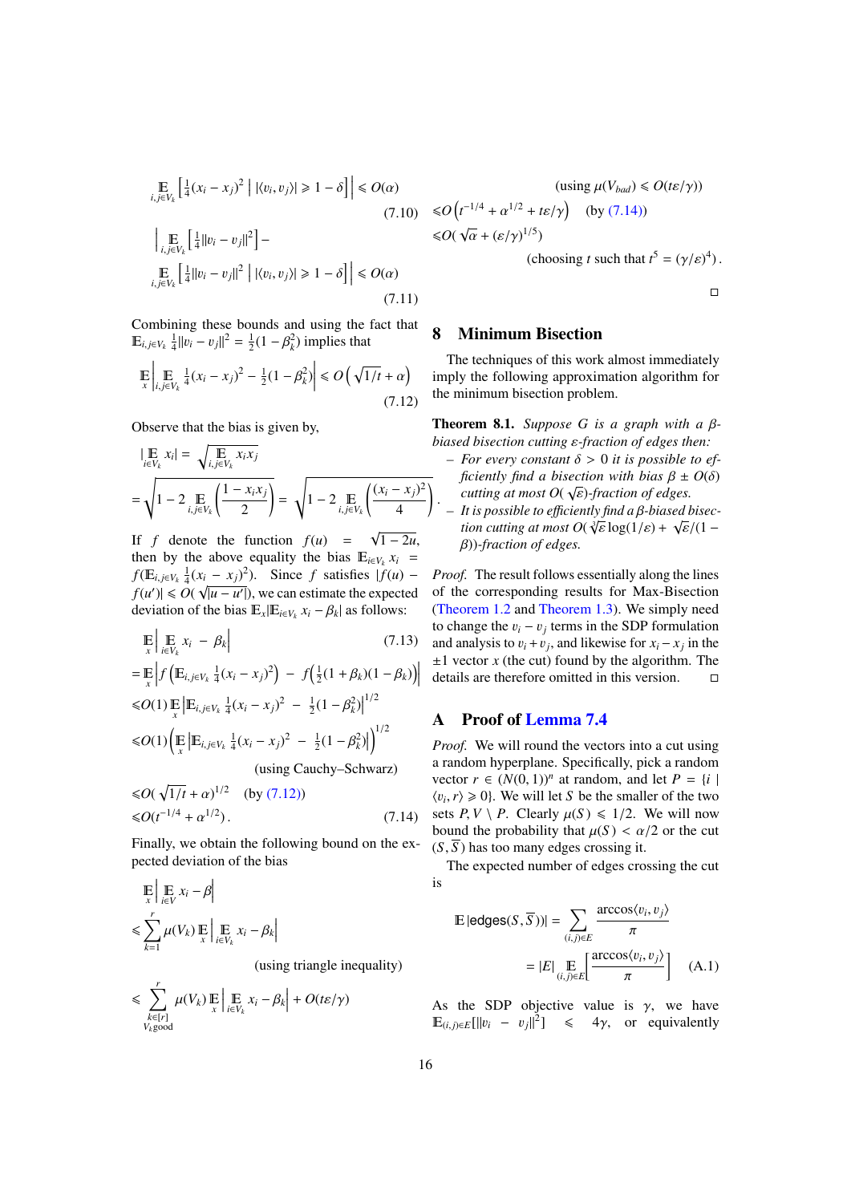$$\left| \mathop{\mathbb{E}}_{i,j\in V_k}\left[\tfrac{1}{4}(x_i-x_j)^2 \;\middle|\; |\langle v_i,v_j\rangle| \geqslant 1-\delta\right]\right| \leqslant O(\alpha) \tag{7.10}$$

$$\Big| \mathop{\mathbb{E}}_{i,j\in V_k}\left[\tfrac{1}{4}\|v_i-v_j\|^2\right] - \mathop{\mathbb{E}}_{i,j\in V_k}\left[\tfrac{1}{4}\|v_i-v_j\|^2 \;\middle|\; |\langle v_i,v_j\rangle| \geqslant 1-\delta\right]\Big| \leqslant O(\alpha) \tag{7.11}$$

Combining these bounds and using the fact that $\mathbb{E}_{i,j\in V_k}\frac{1}{4}\|v_i-v_j\|^2 = \frac{1}{2}(1-\beta_k^2)$ implies that

$$\mathop{\mathbb{E}}_x\left| \mathop{\mathbb{E}}_{i,j\in V_k}\tfrac{1}{4}(x_i-x_j)^2 - \tfrac{1}{2}(1-\beta_k^2)\right| \leqslant O\left(\sqrt{1/t}+\alpha\right) \tag{7.12}$$

Observe that the bias is given by,

$$|\mathop{\mathbb{E}}_{i\in V_k} x_i| = \sqrt{\mathop{\mathbb{E}}_{i,j\in V_k} x_i x_j}$$

$$= \sqrt{1-2\mathop{\mathbb{E}}_{i,j\in V_k}\left(\frac{1-x_ix_j}{2}\right)} = \sqrt{1-2\mathop{\mathbb{E}}_{i,j\in V_k}\left(\frac{(x_i-x_j)^2}{4}\right)}.$$

If $f$ denote the function $f(u) = \sqrt{1-2u}$, then by the above equality the bias $\mathbb{E}_{i\in V_k} x_i = f(\mathbb{E}_{i,j\in V_k}\frac{1}{4}(x_i-x_j)^2)$. Since $f$ satisfies $|f(u)-f(u')| \leqslant O(\sqrt{|u-u'|})$, we can estimate the expected deviation of the bias $\mathbb{E}_x|\mathbb{E}_{i\in V_k} x_i - \beta_k|$ as follows:

$$\mathop{\mathbb{E}}_x\left|\mathop{\mathbb{E}}_{i\in V_k} x_i - \beta_k\right| \tag{7.13}$$

$$= \mathop{\mathbb{E}}_x\left| f\left(\mathbb{E}_{i,j\in V_k}\tfrac{1}{4}(x_i-x_j)^2\right) - f\left(\tfrac{1}{2}(1+\beta_k)(1-\beta_k)\right)\right|$$

$$\leqslant O(1)\mathop{\mathbb{E}}_x\left|\mathbb{E}_{i,j\in V_k}\tfrac{1}{4}(x_i-x_j)^2 - \tfrac{1}{2}(1-\beta_k^2)\right|^{1/2}$$

$$\leqslant O(1)\left(\mathop{\mathbb{E}}_x\left|\mathbb{E}_{i,j\in V_k}\tfrac{1}{4}(x_i-x_j)^2 - \tfrac{1}{2}(1-\beta_k^2)\right|\right)^{1/2}$$

(using Cauchy–Schwarz)

$$\leqslant O(\sqrt{1/t}+\alpha)^{1/2} \quad \text{(by (7.12))}$$

$$\leqslant O(t^{-1/4}+\alpha^{1/2}). \tag{7.14}$$

Finally, we obtain the following bound on the expected deviation of the bias

$$\mathop{\mathbb{E}}_x\left|\mathop{\mathbb{E}}_{i\in V} x_i - \beta\right|$$

$$\leqslant \sum_{k=1}^{r}\mu(V_k)\mathop{\mathbb{E}}_x\left|\mathop{\mathbb{E}}_{i\in V_k} x_i - \beta_k\right|$$

(using triangle inequality)

$$\leqslant \sum_{\substack{k\in[r]\\ V_k \text{good}}}\mu(V_k)\mathop{\mathbb{E}}_x\left|\mathop{\mathbb{E}}_{i\in V_k} x_i - \beta_k\right| + O(t\varepsilon/\gamma)$$

(using $\mu(V_{bad}) \leqslant O(t\varepsilon/\gamma)$)

$$\leqslant O\left(t^{-1/4}+\alpha^{1/2}+t\varepsilon/\gamma\right) \quad \text{(by (7.14))}$$

$$\leqslant O(\sqrt{\alpha}+(\varepsilon/\gamma)^{1/5})$$

(choosing $t$ such that $t^5 = (\gamma/\varepsilon)^4$).

□

## 8 Minimum Bisection

The techniques of this work almost immediately imply the following approximation algorithm for the minimum bisection problem.

**Theorem 8.1.** *Suppose $G$ is a graph with a $\beta$-biased bisection cutting $\varepsilon$-fraction of edges then:*

- *For every constant $\delta > 0$ it is possible to efficiently find a bisection with bias $\beta \pm O(\delta)$ cutting at most $O(\sqrt{\varepsilon})$-fraction of edges.*
- *It is possible to efficiently find a $\beta$-biased bisection cutting at most $O(\sqrt[3]{\varepsilon}\log(1/\varepsilon) + \sqrt{\varepsilon}/(1-\beta))$-fraction of edges.*

*Proof.* The result follows essentially along the lines of the corresponding results for Max-Bisection (Theorem 1.2 and Theorem 1.3). We simply need to change the $v_i - v_j$ terms in the SDP formulation and analysis to $v_i + v_j$, and likewise for $x_i - x_j$ in the $\pm 1$ vector $x$ (the cut) found by the algorithm. The details are therefore omitted in this version. □

## A Proof of Lemma 7.4

*Proof.* We will round the vectors into a cut using a random hyperplane. Specifically, pick a random vector $r \in (N(0,1))^n$ at random, and let $P = \{i \mid \langle v_i, r\rangle \geqslant 0\}$. We will let $S$ be the smaller of the two sets $P, V\setminus P$. Clearly $\mu(S) \leqslant 1/2$. We will now bound the probability that $\mu(S) < \alpha/2$ or the cut $(S,\overline{S})$ has too many edges crossing it.

The expected number of edges crossing the cut is

$$\mathbb{E}\,|\mathsf{edges}(S,\overline{S})| = \sum_{(i,j)\in E}\frac{\arccos\langle v_i,v_j\rangle}{\pi}$$

$$= |E|\mathop{\mathbb{E}}_{(i,j)\in E}\left[\frac{\arccos\langle v_i,v_j\rangle}{\pi}\right] \tag{A.1}$$

As the SDP objective value is $\gamma$, we have $\mathbb{E}_{(i,j)\in E}[\|v_i - v_j\|^2] \leqslant 4\gamma$, or equivalently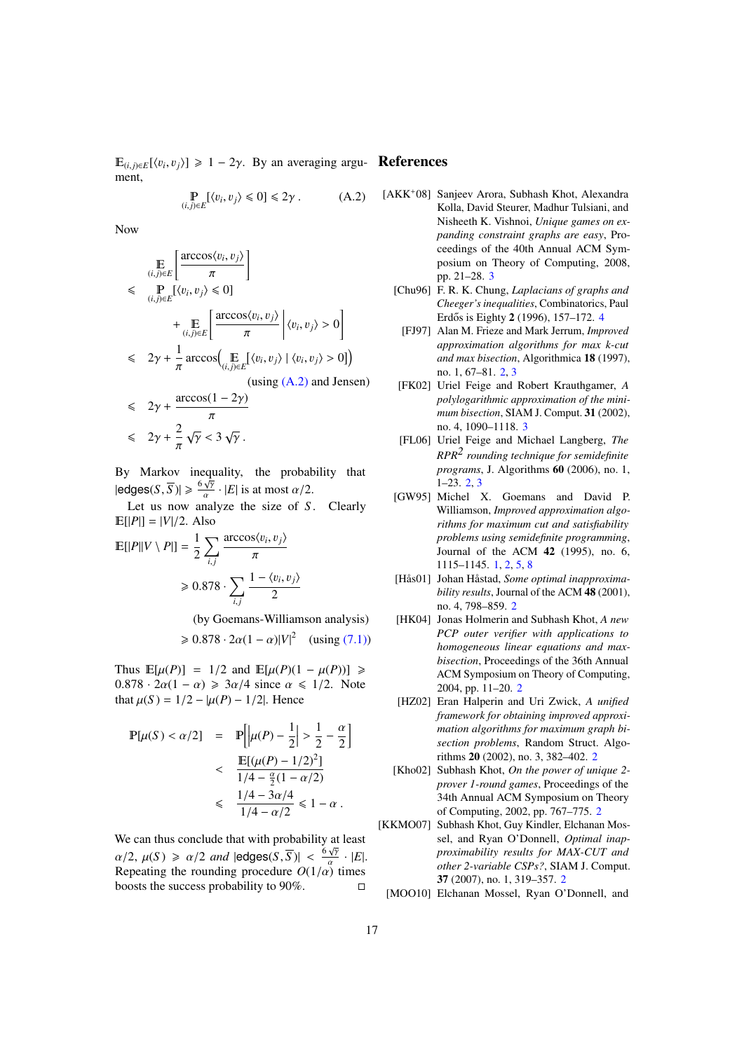$\mathbb{E}_{(i,j)\in E}[\langle v_i, v_j\rangle] \geqslant 1 - 2\gamma$. By an averaging argument,

$$\mathop{\mathbb{P}}_{(i,j)\in E}[\langle v_i, v_j\rangle \leqslant 0] \leqslant 2\gamma\,. \tag{A.2}$$

Now

$$
\begin{aligned}
&\mathop{\mathbb{E}}_{(i,j)\in E}\left[\frac{\arccos\langle v_i, v_j\rangle}{\pi}\right] \\
\leqslant\;& \mathop{\mathbb{P}}_{(i,j)\in E}[\langle v_i, v_j\rangle \leqslant 0] \\
&\quad + \mathop{\mathbb{E}}_{(i,j)\in E}\left[\frac{\arccos\langle v_i, v_j\rangle}{\pi}\,\middle|\,\langle v_i, v_j\rangle > 0\right] \\
\leqslant\;& 2\gamma + \frac{1}{\pi}\arccos\Big(\mathop{\mathbb{E}}_{(i,j)\in E}[\langle v_i, v_j\rangle \mid \langle v_i, v_j\rangle > 0]\Big) \\
&\qquad\qquad\qquad \text{(using (A.2) and Jensen)} \\
\leqslant\;& 2\gamma + \frac{\arccos(1-2\gamma)}{\pi} \\
\leqslant\;& 2\gamma + \frac{2}{\pi}\sqrt{\gamma} < 3\sqrt{\gamma}\,.
\end{aligned}
$$

By Markov inequality, the probability that $|\mathsf{edges}(S,\overline{S})| \geqslant \frac{6\sqrt{\gamma}}{\alpha}\cdot|E|$ is at most $\alpha/2$.

Let us now analyze the size of $S$. Clearly $\mathbb{E}[|P|] = |V|/2$. Also

$$
\begin{aligned}
\mathbb{E}[|P||V\setminus P|] &= \frac{1}{2}\sum_{i,j}\frac{\arccos\langle v_i, v_j\rangle}{\pi} \\
&\geqslant 0.878\cdot\sum_{i,j}\frac{1-\langle v_i, v_j\rangle}{2} \\
&\qquad \text{(by Goemans-Williamson analysis)} \\
&\geqslant 0.878\cdot 2\alpha(1-\alpha)|V|^2 \quad \text{(using (7.1))}
\end{aligned}
$$

Thus $\mathbb{E}[\mu(P)] = 1/2$ and $\mathbb{E}[\mu(P)(1-\mu(P))] \geqslant 0.878\cdot 2\alpha(1-\alpha) \geqslant 3\alpha/4$ since $\alpha \leqslant 1/2$. Note that $\mu(S) = 1/2 - |\mu(P) - 1/2|$. Hence

$$
\begin{aligned}
\mathbb{P}[\mu(S) < \alpha/2] &= \mathbb{P}\left[\left|\mu(P) - \frac{1}{2}\right| > \frac{1}{2} - \frac{\alpha}{2}\right] \\
&< \frac{\mathbb{E}[(\mu(P)-1/2)^2]}{1/4 - \frac{\alpha}{2}(1-\alpha/2)} \\
&\leqslant \frac{1/4 - 3\alpha/4}{1/4 - \alpha/2} \leqslant 1-\alpha\,.
\end{aligned}
$$

We can thus conclude that with probability at least $\alpha/2$, $\mu(S) \geqslant \alpha/2$ *and* $|\mathsf{edges}(S,\overline{S})| < \frac{6\sqrt{\gamma}}{\alpha}\cdot|E|$. Repeating the rounding procedure $O(1/\alpha)$ times boosts the success probability to 90%. ◻

# References

[AKK+08] Sanjeev Arora, Subhash Khot, Alexandra Kolla, David Steurer, Madhur Tulsiani, and Nisheeth K. Vishnoi, *Unique games on expanding constraint graphs are easy*, Proceedings of the 40th Annual ACM Symposium on Theory of Computing, 2008, pp. 21–28. 3

[Chu96] F. R. K. Chung, *Laplacians of graphs and Cheeger's inequalities*, Combinatorics, Paul Erdős is Eighty **2** (1996), 157–172. 4

[FJ97] Alan M. Frieze and Mark Jerrum, *Improved approximation algorithms for max k-cut and max bisection*, Algorithmica **18** (1997), no. 1, 67–81. 2, 3

[FK02] Uriel Feige and Robert Krauthgamer, *A polylogarithmic approximation of the minimum bisection*, SIAM J. Comput. **31** (2002), no. 4, 1090–1118. 3

[FL06] Uriel Feige and Michael Langberg, *The $RPR^2$ rounding technique for semidefinite programs*, J. Algorithms **60** (2006), no. 1, 1–23. 2, 3

[GW95] Michel X. Goemans and David P. Williamson, *Improved approximation algorithms for maximum cut and satisfiability problems using semidefinite programming*, Journal of the ACM **42** (1995), no. 6, 1115–1145. 1, 2, 5, 8

[Hås01] Johan Håstad, *Some optimal inapproximability results*, Journal of the ACM **48** (2001), no. 4, 798–859. 2

[HK04] Jonas Holmerin and Subhash Khot, *A new PCP outer verifier with applications to homogeneous linear equations and max-bisection*, Proceedings of the 36th Annual ACM Symposium on Theory of Computing, 2004, pp. 11–20. 2

[HZ02] Eran Halperin and Uri Zwick, *A unified framework for obtaining improved approximation algorithms for maximum graph bisection problems*, Random Struct. Algorithms **20** (2002), no. 3, 382–402. 2

[Kho02] Subhash Khot, *On the power of unique 2-prover 1-round games*, Proceedings of the 34th Annual ACM Symposium on Theory of Computing, 2002, pp. 767–775. 2

[KKMO07] Subhash Khot, Guy Kindler, Elchanan Mossel, and Ryan O'Donnell, *Optimal inapproximability results for MAX-CUT and other 2-variable CSPs?*, SIAM J. Comput. **37** (2007), no. 1, 319–357. 2

[MOO10] Elchanan Mossel, Ryan O'Donnell, and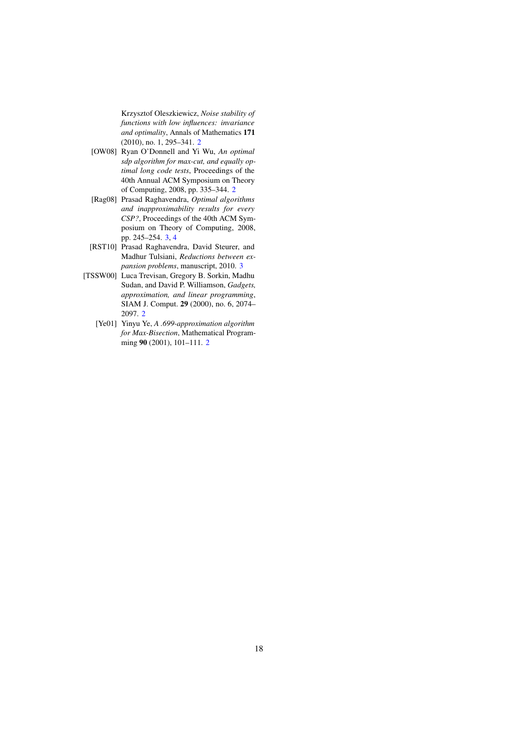Krzysztof Oleszkiewicz, *Noise stability of functions with low influences: invariance and optimality*, Annals of Mathematics **171** (2010), no. 1, 295–341. 2

[OW08] Ryan O'Donnell and Yi Wu, *An optimal sdp algorithm for max-cut, and equally optimal long code tests*, Proceedings of the 40th Annual ACM Symposium on Theory of Computing, 2008, pp. 335–344. 2

[Rag08] Prasad Raghavendra, *Optimal algorithms and inapproximability results for every CSP?*, Proceedings of the 40th ACM Symposium on Theory of Computing, 2008, pp. 245–254. 3, 4

[RST10] Prasad Raghavendra, David Steurer, and Madhur Tulsiani, *Reductions between expansion problems*, manuscript, 2010. 3

[TSSW00] Luca Trevisan, Gregory B. Sorkin, Madhu Sudan, and David P. Williamson, *Gadgets, approximation, and linear programming*, SIAM J. Comput. **29** (2000), no. 6, 2074–2097. 2

[Ye01] Yinyu Ye, *A .699-approximation algorithm for Max-Bisection*, Mathematical Programming **90** (2001), 101–111. 2